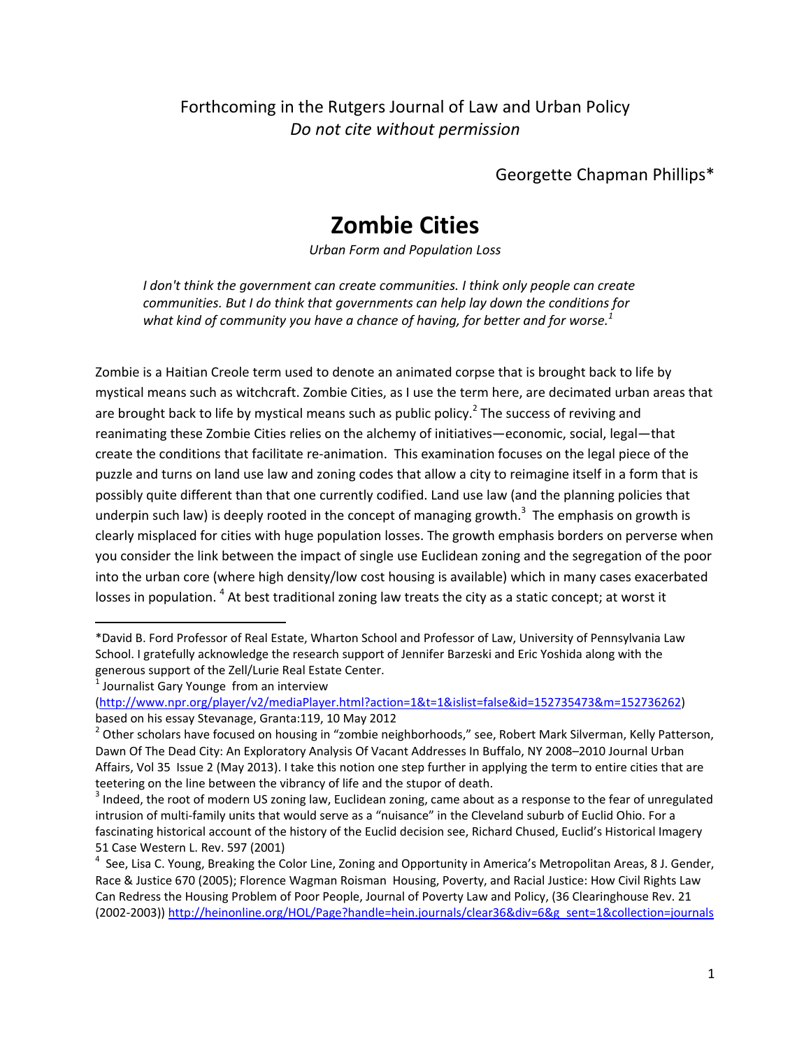Forthcoming in the Rutgers Journal of Law and Urban Policy
*Do not cite without permission*

Georgette Chapman Phillips*

# Zombie Cities

*Urban Form and Population Loss*

> *I don't think the government can create communities. I think only people can create communities. But I do think that governments can help lay down the conditions for what kind of community you have a chance of having, for better and for worse.*[1]

Zombie is a Haitian Creole term used to denote an animated corpse that is brought back to life by mystical means such as witchcraft. Zombie Cities, as I use the term here, are decimated urban areas that are brought back to life by mystical means such as public policy.[2] The success of reviving and reanimating these Zombie Cities relies on the alchemy of initiatives—economic, social, legal—that create the conditions that facilitate re-animation. This examination focuses on the legal piece of the puzzle and turns on land use law and zoning codes that allow a city to reimagine itself in a form that is possibly quite different than that one currently codified. Land use law (and the planning policies that underpin such law) is deeply rooted in the concept of managing growth.[3] The emphasis on growth is clearly misplaced for cities with huge population losses. The growth emphasis borders on perverse when you consider the link between the impact of single use Euclidean zoning and the segregation of the poor into the urban core (where high density/low cost housing is available) which in many cases exacerbated losses in population.[4] At best traditional zoning law treats the city as a static concept; at worst it

---

*David B. Ford Professor of Real Estate, Wharton School and Professor of Law, University of Pennsylvania Law School. I gratefully acknowledge the research support of Jennifer Barzeski and Eric Yoshida along with the generous support of the Zell/Lurie Real Estate Center.

[1] Journalist Gary Younge from an interview (http://www.npr.org/player/v2/mediaPlayer.html?action=1&t=1&islist=false&id=152735473&m=152736262) based on his essay Stevanage, Granta:119, 10 May 2012

[2] Other scholars have focused on housing in "zombie neighborhoods," see, Robert Mark Silverman, Kelly Patterson, Dawn Of The Dead City: An Exploratory Analysis Of Vacant Addresses In Buffalo, NY 2008–2010 Journal Urban Affairs, Vol 35 Issue 2 (May 2013). I take this notion one step further in applying the term to entire cities that are teetering on the line between the vibrancy of life and the stupor of death.

[3] Indeed, the root of modern US zoning law, Euclidean zoning, came about as a response to the fear of unregulated intrusion of multi-family units that would serve as a "nuisance" in the Cleveland suburb of Euclid Ohio. For a fascinating historical account of the history of the Euclid decision see, Richard Chused, Euclid's Historical Imagery 51 Case Western L. Rev. 597 (2001)

[4] See, Lisa C. Young, Breaking the Color Line, Zoning and Opportunity in America's Metropolitan Areas, 8 J. Gender, Race & Justice 670 (2005); Florence Wagman Roisman Housing, Poverty, and Racial Justice: How Civil Rights Law Can Redress the Housing Problem of Poor People, Journal of Poverty Law and Policy, (36 Clearinghouse Rev. 21 (2002-2003)) http://heinonline.org/HOL/Page?handle=hein.journals/clear36&div=6&g_sent=1&collection=journals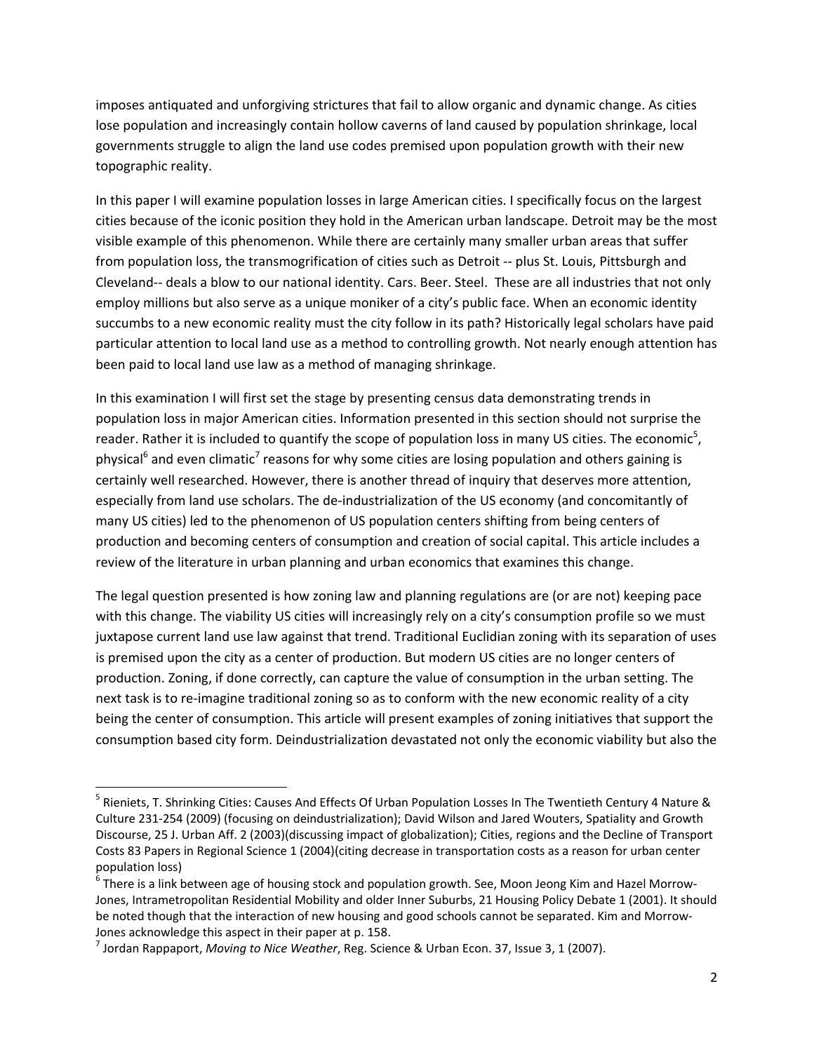imposes antiquated and unforgiving strictures that fail to allow organic and dynamic change. As cities lose population and increasingly contain hollow caverns of land caused by population shrinkage, local governments struggle to align the land use codes premised upon population growth with their new topographic reality.

In this paper I will examine population losses in large American cities. I specifically focus on the largest cities because of the iconic position they hold in the American urban landscape. Detroit may be the most visible example of this phenomenon. While there are certainly many smaller urban areas that suffer from population loss, the transmogrification of cities such as Detroit -- plus St. Louis, Pittsburgh and Cleveland-- deals a blow to our national identity. Cars. Beer. Steel. These are all industries that not only employ millions but also serve as a unique moniker of a city's public face. When an economic identity succumbs to a new economic reality must the city follow in its path? Historically legal scholars have paid particular attention to local land use as a method to controlling growth. Not nearly enough attention has been paid to local land use law as a method of managing shrinkage.

In this examination I will first set the stage by presenting census data demonstrating trends in population loss in major American cities. Information presented in this section should not surprise the reader. Rather it is included to quantify the scope of population loss in many US cities. The economic[5], physical[6] and even climatic[7] reasons for why some cities are losing population and others gaining is certainly well researched. However, there is another thread of inquiry that deserves more attention, especially from land use scholars. The de-industrialization of the US economy (and concomitantly of many US cities) led to the phenomenon of US population centers shifting from being centers of production and becoming centers of consumption and creation of social capital. This article includes a review of the literature in urban planning and urban economics that examines this change.

The legal question presented is how zoning law and planning regulations are (or are not) keeping pace with this change. The viability US cities will increasingly rely on a city's consumption profile so we must juxtapose current land use law against that trend. Traditional Euclidian zoning with its separation of uses is premised upon the city as a center of production. But modern US cities are no longer centers of production. Zoning, if done correctly, can capture the value of consumption in the urban setting. The next task is to re-imagine traditional zoning so as to conform with the new economic reality of a city being the center of consumption. This article will present examples of zoning initiatives that support the consumption based city form. Deindustrialization devastated not only the economic viability but also the

---

[5] Rieniets, T. Shrinking Cities: Causes And Effects Of Urban Population Losses In The Twentieth Century 4 Nature & Culture 231-254 (2009) (focusing on deindustrialization); David Wilson and Jared Wouters, Spatiality and Growth Discourse, 25 J. Urban Aff. 2 (2003)(discussing impact of globalization); Cities, regions and the Decline of Transport Costs 83 Papers in Regional Science 1 (2004)(citing decrease in transportation costs as a reason for urban center population loss)

[6] There is a link between age of housing stock and population growth. See, Moon Jeong Kim and Hazel Morrow-Jones, Intrametropolitan Residential Mobility and older Inner Suburbs, 21 Housing Policy Debate 1 (2001). It should be noted though that the interaction of new housing and good schools cannot be separated. Kim and Morrow-Jones acknowledge this aspect in their paper at p. 158.

[7] Jordan Rappaport, *Moving to Nice Weather*, Reg. Science & Urban Econ. 37, Issue 3, 1 (2007).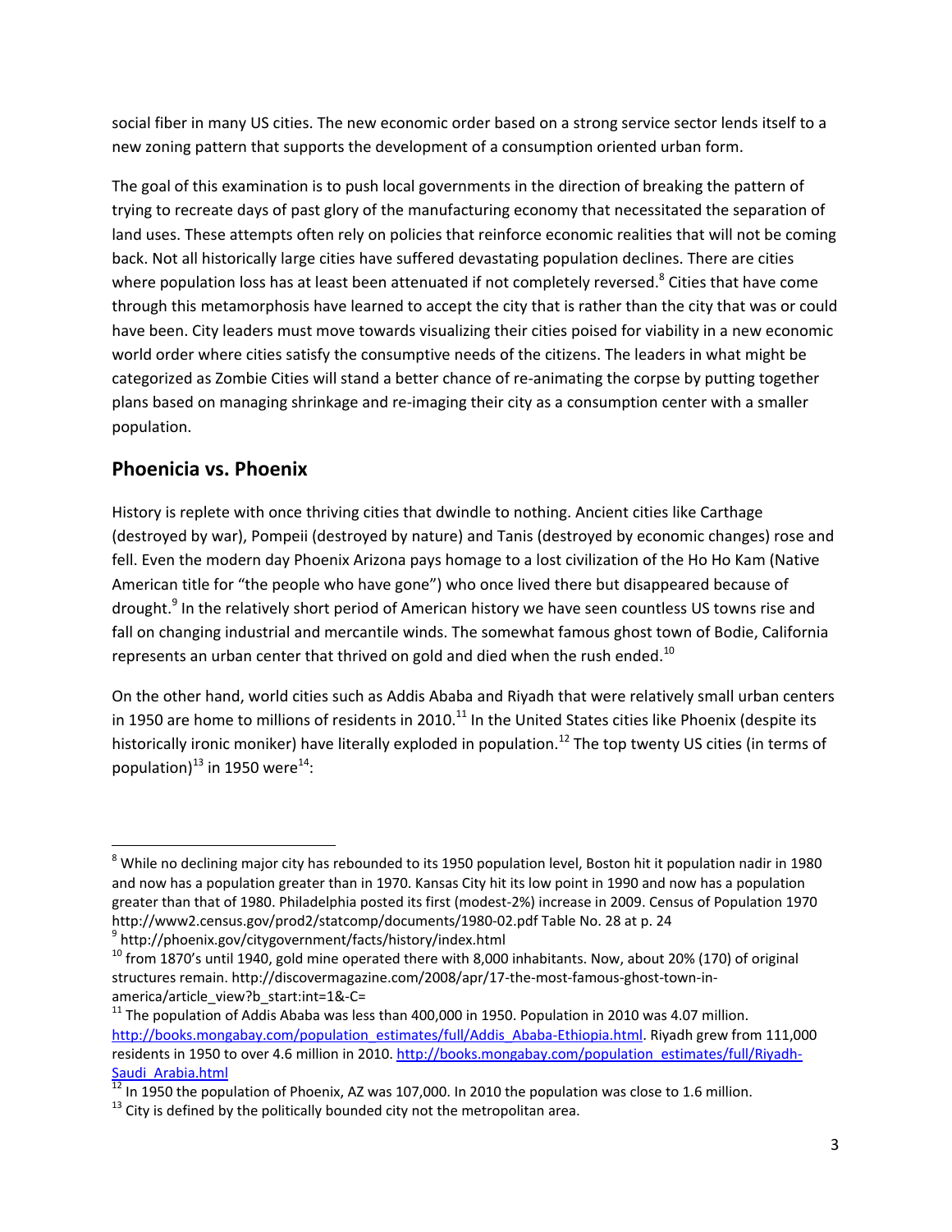social fiber in many US cities. The new economic order based on a strong service sector lends itself to a new zoning pattern that supports the development of a consumption oriented urban form.

The goal of this examination is to push local governments in the direction of breaking the pattern of trying to recreate days of past glory of the manufacturing economy that necessitated the separation of land uses. These attempts often rely on policies that reinforce economic realities that will not be coming back. Not all historically large cities have suffered devastating population declines. There are cities where population loss has at least been attenuated if not completely reversed.[8] Cities that have come through this metamorphosis have learned to accept the city that is rather than the city that was or could have been. City leaders must move towards visualizing their cities poised for viability in a new economic world order where cities satisfy the consumptive needs of the citizens. The leaders in what might be categorized as Zombie Cities will stand a better chance of re-animating the corpse by putting together plans based on managing shrinkage and re-imaging their city as a consumption center with a smaller population.

## Phoenicia vs. Phoenix

History is replete with once thriving cities that dwindle to nothing. Ancient cities like Carthage (destroyed by war), Pompeii (destroyed by nature) and Tanis (destroyed by economic changes) rose and fell. Even the modern day Phoenix Arizona pays homage to a lost civilization of the Ho Ho Kam (Native American title for "the people who have gone") who once lived there but disappeared because of drought.[9] In the relatively short period of American history we have seen countless US towns rise and fall on changing industrial and mercantile winds. The somewhat famous ghost town of Bodie, California represents an urban center that thrived on gold and died when the rush ended.[10]

On the other hand, world cities such as Addis Ababa and Riyadh that were relatively small urban centers in 1950 are home to millions of residents in 2010.[11] In the United States cities like Phoenix (despite its historically ironic moniker) have literally exploded in population.[12] The top twenty US cities (in terms of population)[13] in 1950 were[14]:

---

[8] While no declining major city has rebounded to its 1950 population level, Boston hit it population nadir in 1980 and now has a population greater than in 1970. Kansas City hit its low point in 1990 and now has a population greater than that of 1980. Philadelphia posted its first (modest-2%) increase in 2009. Census of Population 1970 http://www2.census.gov/prod2/statcomp/documents/1980-02.pdf Table No. 28 at p. 24

[9] http://phoenix.gov/citygovernment/facts/history/index.html

[10] from 1870's until 1940, gold mine operated there with 8,000 inhabitants. Now, about 20% (170) of original structures remain. http://discovermagazine.com/2008/apr/17-the-most-famous-ghost-town-in-america/article_view?b_start:int=1&-C=

[11] The population of Addis Ababa was less than 400,000 in 1950. Population in 2010 was 4.07 million. http://books.mongabay.com/population_estimates/full/Addis_Ababa-Ethiopia.html. Riyadh grew from 111,000 residents in 1950 to over 4.6 million in 2010. http://books.mongabay.com/population_estimates/full/Riyadh-Saudi_Arabia.html

[12] In 1950 the population of Phoenix, AZ was 107,000. In 2010 the population was close to 1.6 million.

[13] City is defined by the politically bounded city not the metropolitan area.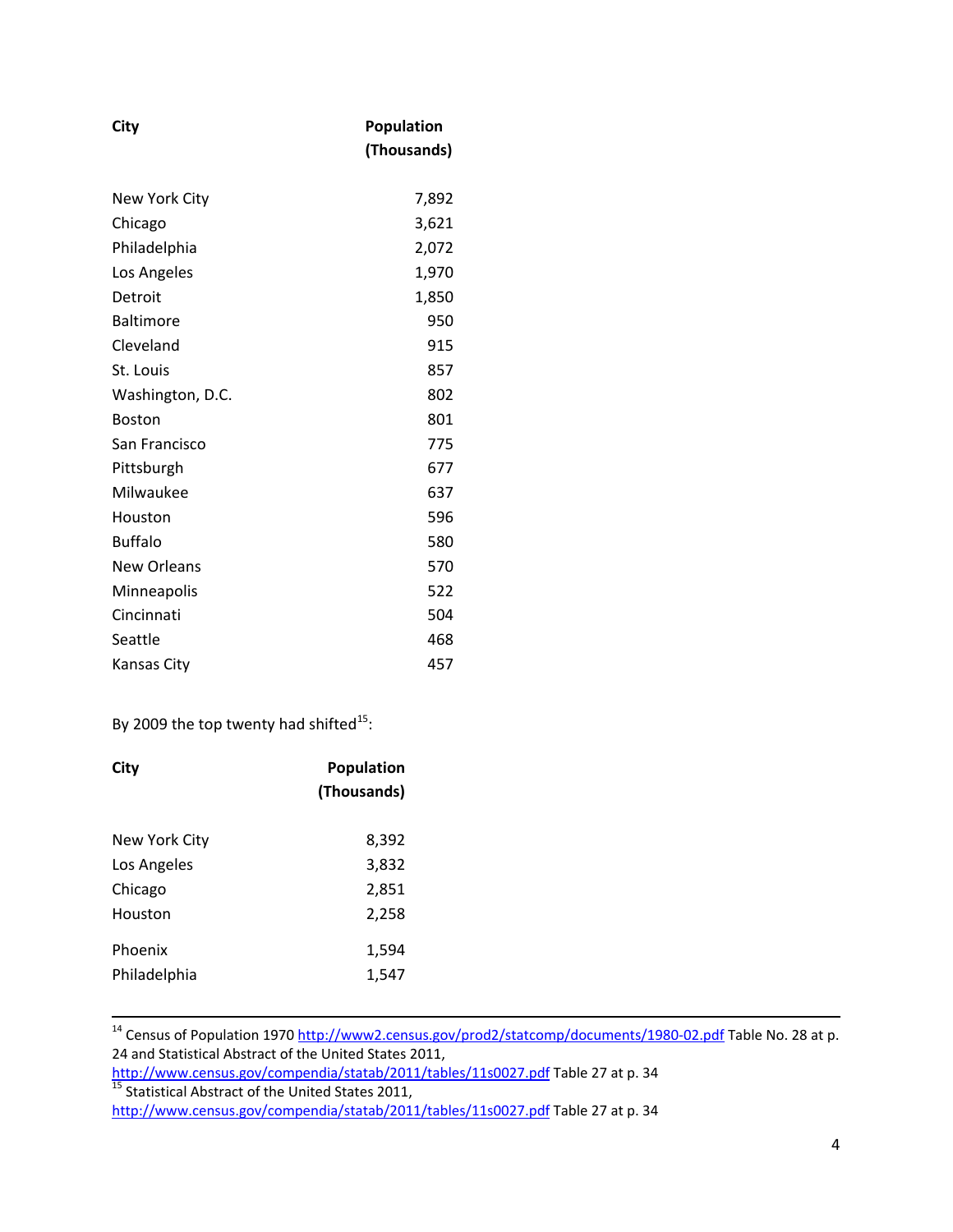| City | Population (Thousands) |
|---|---|
| New York City | 7,892 |
| Chicago | 3,621 |
| Philadelphia | 2,072 |
| Los Angeles | 1,970 |
| Detroit | 1,850 |
| Baltimore | 950 |
| Cleveland | 915 |
| St. Louis | 857 |
| Washington, D.C. | 802 |
| Boston | 801 |
| San Francisco | 775 |
| Pittsburgh | 677 |
| Milwaukee | 637 |
| Houston | 596 |
| Buffalo | 580 |
| New Orleans | 570 |
| Minneapolis | 522 |
| Cincinnati | 504 |
| Seattle | 468 |
| Kansas City | 457 |

By 2009 the top twenty had shifted[15]:

| City | Population (Thousands) |
|---|---|
| New York City | 8,392 |
| Los Angeles | 3,832 |
| Chicago | 2,851 |
| Houston | 2,258 |
| Phoenix | 1,594 |
| Philadelphia | 1,547 |

[14] Census of Population 1970 http://www2.census.gov/prod2/statcomp/documents/1980-02.pdf Table No. 28 at p. 24 and Statistical Abstract of the United States 2011, http://www.census.gov/compendia/statab/2011/tables/11s0027.pdf Table 27 at p. 34

[15] Statistical Abstract of the United States 2011, http://www.census.gov/compendia/statab/2011/tables/11s0027.pdf Table 27 at p. 34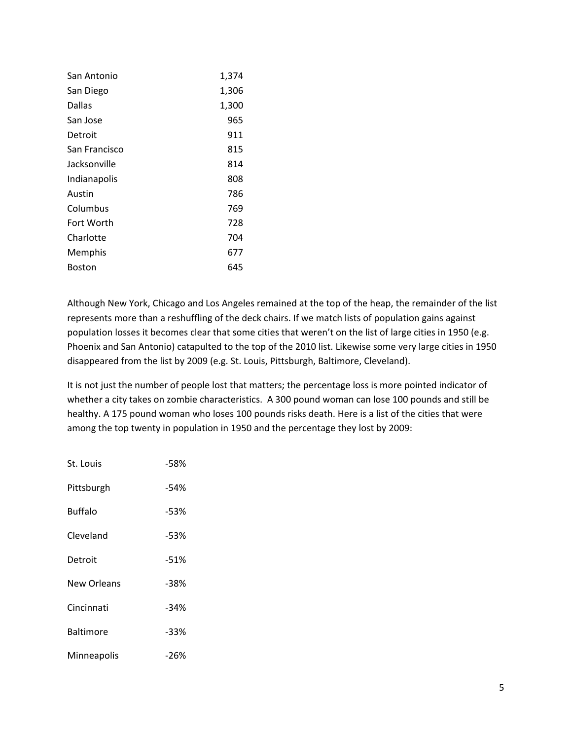| | |
|---|---|
| San Antonio | 1,374 |
| San Diego | 1,306 |
| Dallas | 1,300 |
| San Jose | 965 |
| Detroit | 911 |
| San Francisco | 815 |
| Jacksonville | 814 |
| Indianapolis | 808 |
| Austin | 786 |
| Columbus | 769 |
| Fort Worth | 728 |
| Charlotte | 704 |
| Memphis | 677 |
| Boston | 645 |

Although New York, Chicago and Los Angeles remained at the top of the heap, the remainder of the list represents more than a reshuffling of the deck chairs. If we match lists of population gains against population losses it becomes clear that some cities that weren't on the list of large cities in 1950 (e.g. Phoenix and San Antonio) catapulted to the top of the 2010 list. Likewise some very large cities in 1950 disappeared from the list by 2009 (e.g. St. Louis, Pittsburgh, Baltimore, Cleveland).

It is not just the number of people lost that matters; the percentage loss is more pointed indicator of whether a city takes on zombie characteristics. A 300 pound woman can lose 100 pounds and still be healthy. A 175 pound woman who loses 100 pounds risks death. Here is a list of the cities that were among the top twenty in population in 1950 and the percentage they lost by 2009:

| | |
|---|---|
| St. Louis | -58% |
| Pittsburgh | -54% |
| Buffalo | -53% |
| Cleveland | -53% |
| Detroit | -51% |
| New Orleans | -38% |
| Cincinnati | -34% |
| Baltimore | -33% |
| Minneapolis | -26% |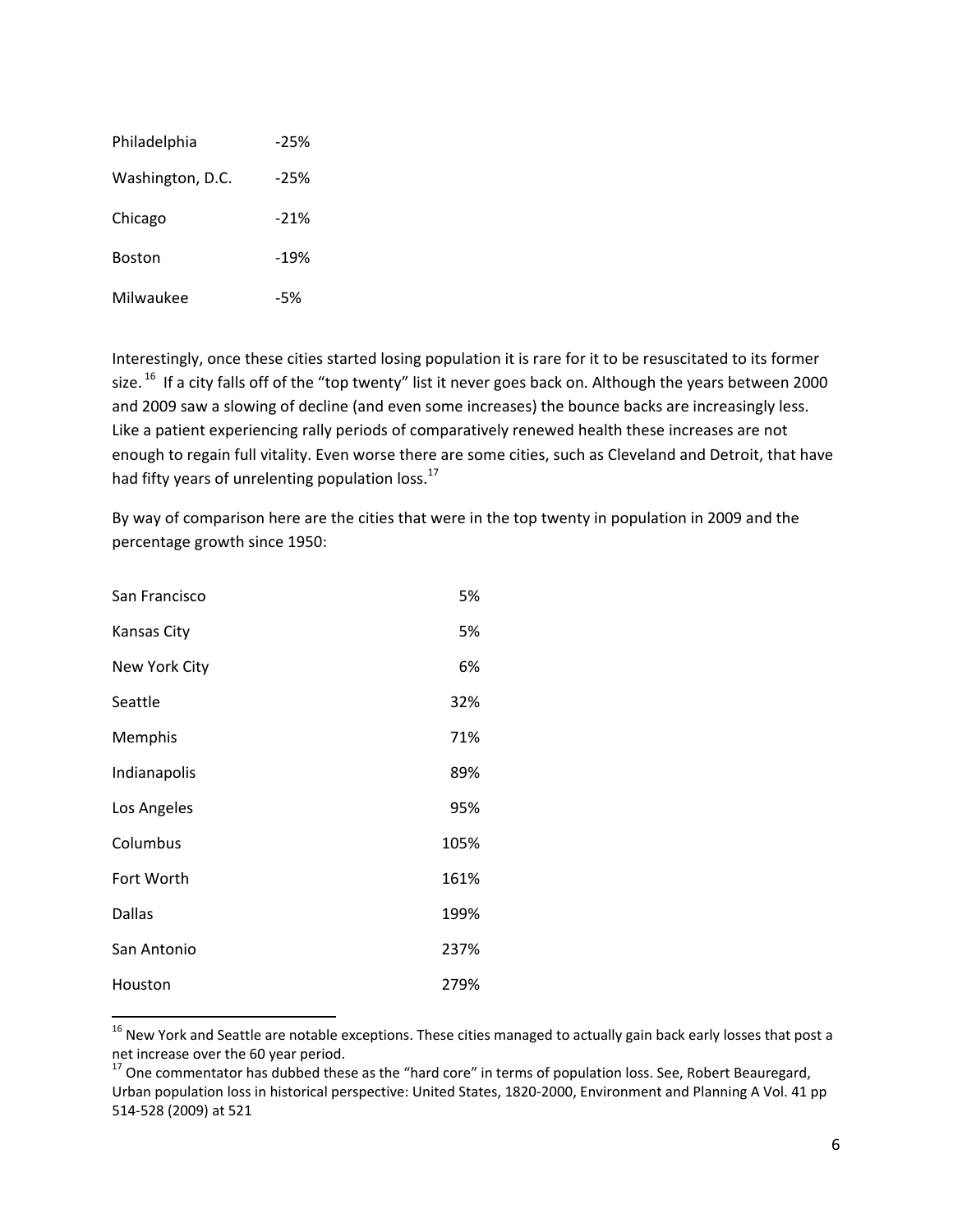| | |
|---|---|
| Philadelphia | -25% |
| Washington, D.C. | -25% |
| Chicago | -21% |
| Boston | -19% |
| Milwaukee | -5% |

Interestingly, once these cities started losing population it is rare for it to be resuscitated to its former size. [16] If a city falls off of the "top twenty" list it never goes back on. Although the years between 2000 and 2009 saw a slowing of decline (and even some increases) the bounce backs are increasingly less. Like a patient experiencing rally periods of comparatively renewed health these increases are not enough to regain full vitality. Even worse there are some cities, such as Cleveland and Detroit, that have had fifty years of unrelenting population loss.[17]

By way of comparison here are the cities that were in the top twenty in population in 2009 and the percentage growth since 1950:

| | |
|---|---:|
| San Francisco | 5% |
| Kansas City | 5% |
| New York City | 6% |
| Seattle | 32% |
| Memphis | 71% |
| Indianapolis | 89% |
| Los Angeles | 95% |
| Columbus | 105% |
| Fort Worth | 161% |
| Dallas | 199% |
| San Antonio | 237% |
| Houston | 279% |

[16] New York and Seattle are notable exceptions. These cities managed to actually gain back early losses that post a net increase over the 60 year period.

[17] One commentator has dubbed these as the "hard core" in terms of population loss. See, Robert Beauregard, Urban population loss in historical perspective: United States, 1820-2000, Environment and Planning A Vol. 41 pp 514-528 (2009) at 521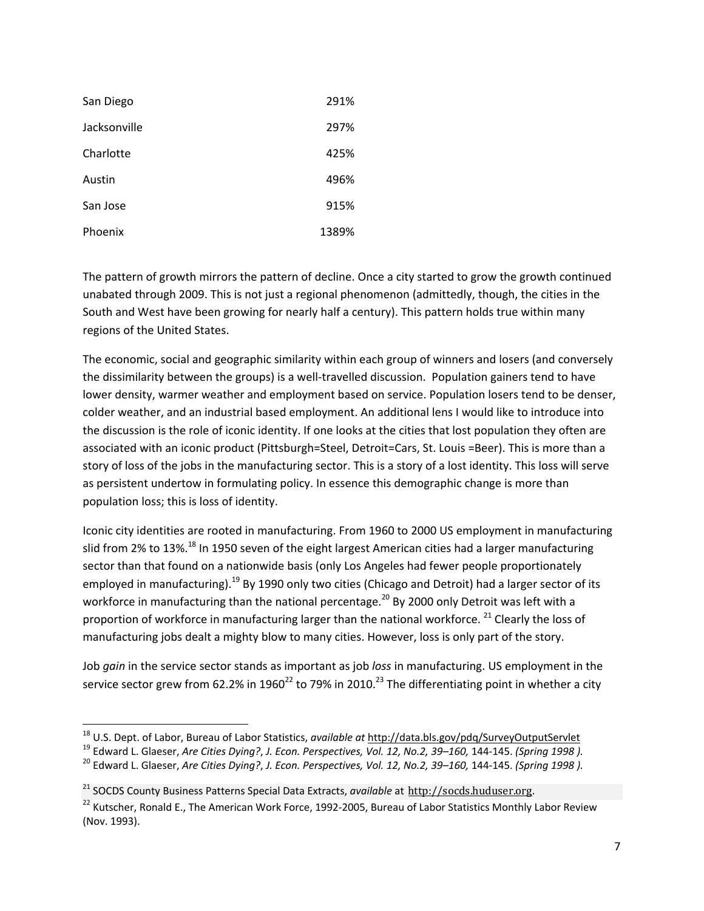| | |
|---|---|
| San Diego | 291% |
| Jacksonville | 297% |
| Charlotte | 425% |
| Austin | 496% |
| San Jose | 915% |
| Phoenix | 1389% |

The pattern of growth mirrors the pattern of decline. Once a city started to grow the growth continued unabated through 2009. This is not just a regional phenomenon (admittedly, though, the cities in the South and West have been growing for nearly half a century). This pattern holds true within many regions of the United States.

The economic, social and geographic similarity within each group of winners and losers (and conversely the dissimilarity between the groups) is a well-travelled discussion. Population gainers tend to have lower density, warmer weather and employment based on service. Population losers tend to be denser, colder weather, and an industrial based employment. An additional lens I would like to introduce into the discussion is the role of iconic identity. If one looks at the cities that lost population they often are associated with an iconic product (Pittsburgh=Steel, Detroit=Cars, St. Louis =Beer). This is more than a story of loss of the jobs in the manufacturing sector. This is a story of a lost identity. This loss will serve as persistent undertow in formulating policy. In essence this demographic change is more than population loss; this is loss of identity.

Iconic city identities are rooted in manufacturing. From 1960 to 2000 US employment in manufacturing slid from 2% to 13%.[18] In 1950 seven of the eight largest American cities had a larger manufacturing sector than that found on a nationwide basis (only Los Angeles had fewer people proportionately employed in manufacturing).[19] By 1990 only two cities (Chicago and Detroit) had a larger sector of its workforce in manufacturing than the national percentage.[20] By 2000 only Detroit was left with a proportion of workforce in manufacturing larger than the national workforce.[21] Clearly the loss of manufacturing jobs dealt a mighty blow to many cities. However, loss is only part of the story.

Job *gain* in the service sector stands as important as job *loss* in manufacturing. US employment in the service sector grew from 62.2% in 1960[22] to 79% in 2010.[23] The differentiating point in whether a city

---

[18] U.S. Dept. of Labor, Bureau of Labor Statistics, *available at* http://data.bls.gov/pdq/SurveyOutputServlet

[19] Edward L. Glaeser, *Are Cities Dying?*, *J. Econ. Perspectives, Vol. 12, No.2, 39–160,* 144-145. *(Spring 1998 ).*

[20] Edward L. Glaeser, *Are Cities Dying?*, *J. Econ. Perspectives, Vol. 12, No.2, 39–160,* 144-145. *(Spring 1998 ).*

[21] SOCDS County Business Patterns Special Data Extracts, *available* at http://socds.huduser.org.

[22] Kutscher, Ronald E., The American Work Force, 1992-2005, Bureau of Labor Statistics Monthly Labor Review (Nov. 1993).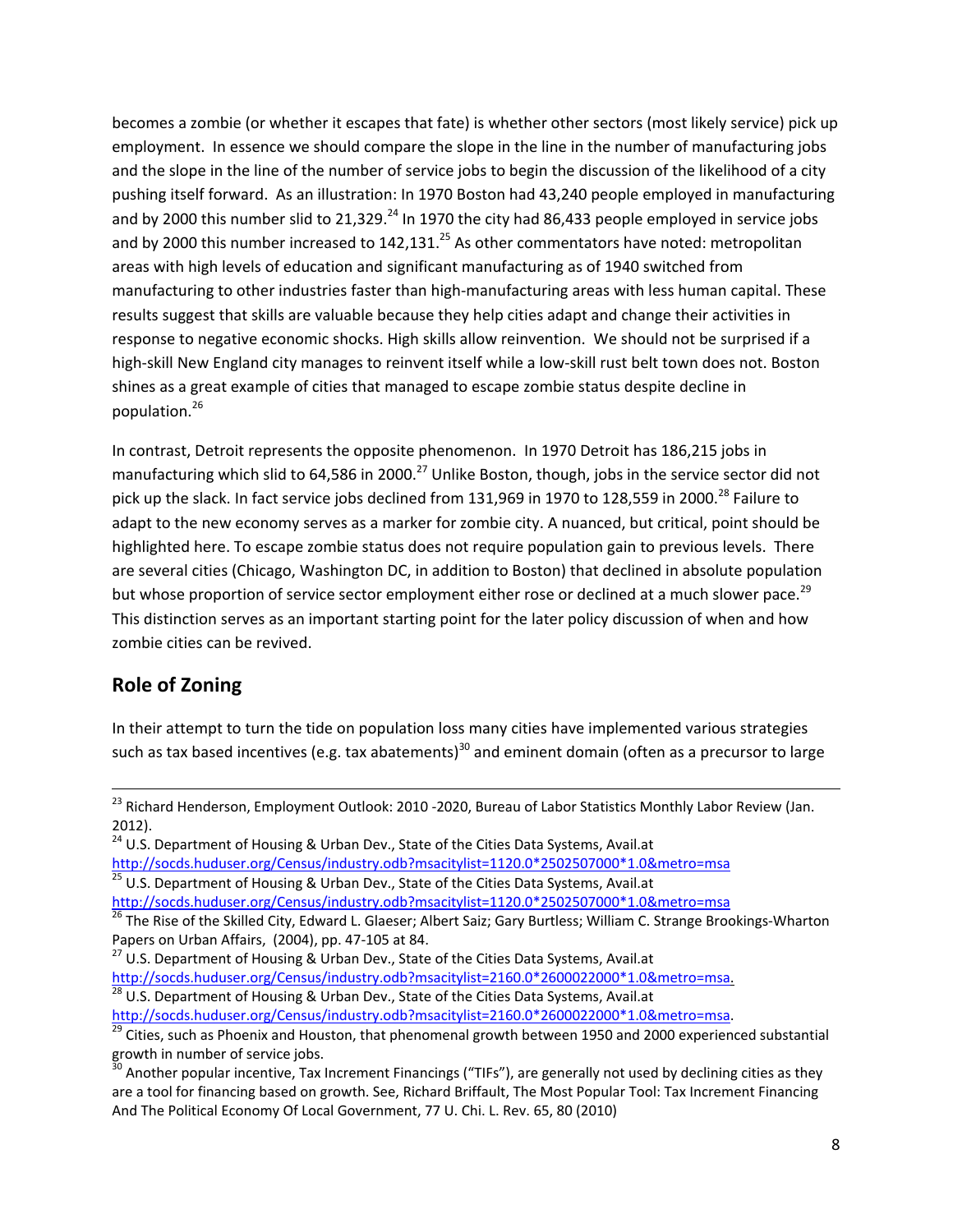becomes a zombie (or whether it escapes that fate) is whether other sectors (most likely service) pick up employment. In essence we should compare the slope in the line in the number of manufacturing jobs and the slope in the line of the number of service jobs to begin the discussion of the likelihood of a city pushing itself forward. As an illustration: In 1970 Boston had 43,240 people employed in manufacturing and by 2000 this number slid to 21,329.[24] In 1970 the city had 86,433 people employed in service jobs and by 2000 this number increased to 142,131.[25] As other commentators have noted: metropolitan areas with high levels of education and significant manufacturing as of 1940 switched from manufacturing to other industries faster than high-manufacturing areas with less human capital. These results suggest that skills are valuable because they help cities adapt and change their activities in response to negative economic shocks. High skills allow reinvention. We should not be surprised if a high-skill New England city manages to reinvent itself while a low-skill rust belt town does not. Boston shines as a great example of cities that managed to escape zombie status despite decline in population.[26]

In contrast, Detroit represents the opposite phenomenon. In 1970 Detroit has 186,215 jobs in manufacturing which slid to 64,586 in 2000.[27] Unlike Boston, though, jobs in the service sector did not pick up the slack. In fact service jobs declined from 131,969 in 1970 to 128,559 in 2000.[28] Failure to adapt to the new economy serves as a marker for zombie city. A nuanced, but critical, point should be highlighted here. To escape zombie status does not require population gain to previous levels. There are several cities (Chicago, Washington DC, in addition to Boston) that declined in absolute population but whose proportion of service sector employment either rose or declined at a much slower pace.[29] This distinction serves as an important starting point for the later policy discussion of when and how zombie cities can be revived.

## Role of Zoning

In their attempt to turn the tide on population loss many cities have implemented various strategies such as tax based incentives (e.g. tax abatements)[30] and eminent domain (often as a precursor to large

---

[23] Richard Henderson, Employment Outlook: 2010 -2020, Bureau of Labor Statistics Monthly Labor Review (Jan. 2012).

[24] U.S. Department of Housing & Urban Dev., State of the Cities Data Systems, Avail.at http://socds.huduser.org/Census/industry.odb?msacitylist=1120.0*2502507000*1.0&metro=msa

[25] U.S. Department of Housing & Urban Dev., State of the Cities Data Systems, Avail.at http://socds.huduser.org/Census/industry.odb?msacitylist=1120.0*2502507000*1.0&metro=msa

[26] The Rise of the Skilled City, Edward L. Glaeser; Albert Saiz; Gary Burtless; William C. Strange Brookings-Wharton Papers on Urban Affairs, (2004), pp. 47-105 at 84.

[27] U.S. Department of Housing & Urban Dev., State of the Cities Data Systems, Avail.at http://socds.huduser.org/Census/industry.odb?msacitylist=2160.0*2600022000*1.0&metro=msa.

[28] U.S. Department of Housing & Urban Dev., State of the Cities Data Systems, Avail.at http://socds.huduser.org/Census/industry.odb?msacitylist=2160.0*2600022000*1.0&metro=msa.

[29] Cities, such as Phoenix and Houston, that phenomenal growth between 1950 and 2000 experienced substantial growth in number of service jobs.

[30] Another popular incentive, Tax Increment Financings ("TIFs"), are generally not used by declining cities as they are a tool for financing based on growth. See, Richard Briffault, The Most Popular Tool: Tax Increment Financing And The Political Economy Of Local Government, 77 U. Chi. L. Rev. 65, 80 (2010)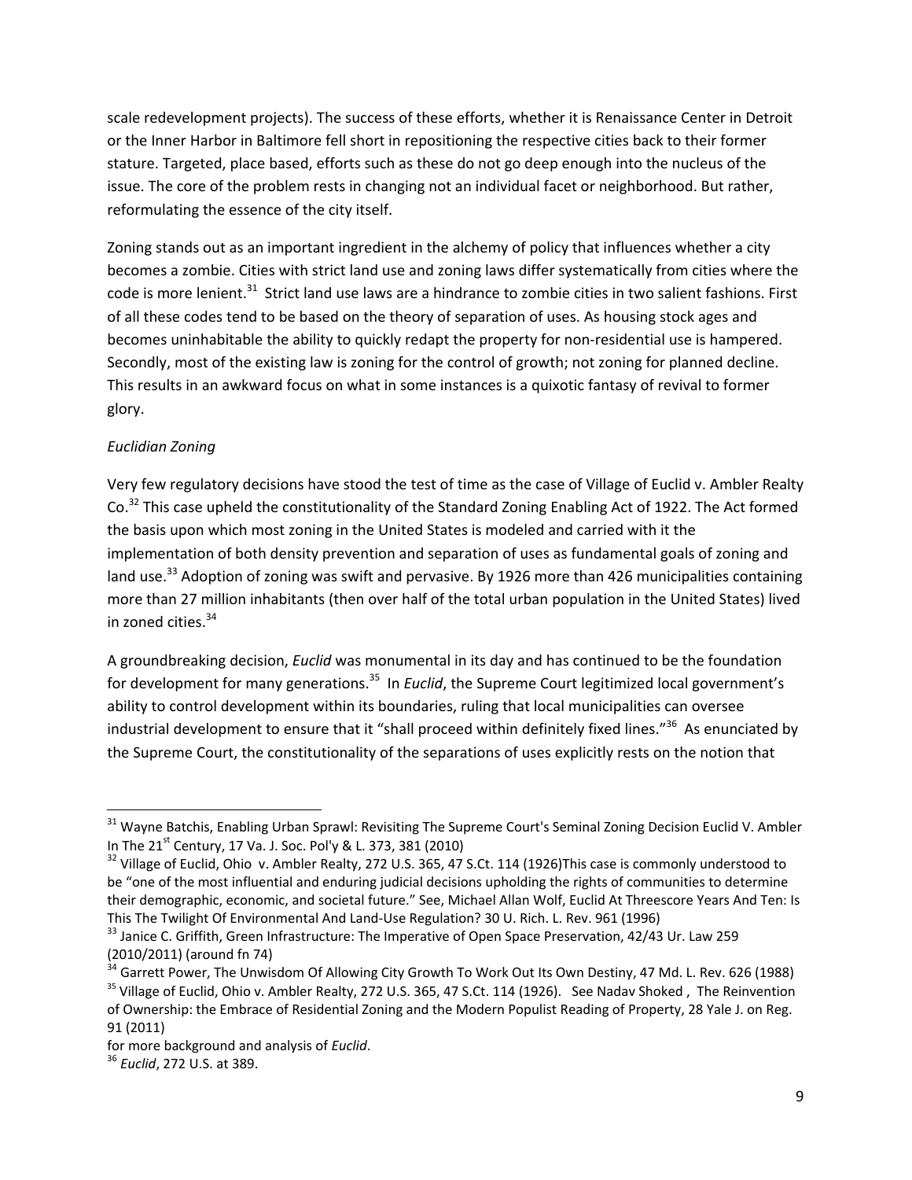scale redevelopment projects). The success of these efforts, whether it is Renaissance Center in Detroit or the Inner Harbor in Baltimore fell short in repositioning the respective cities back to their former stature. Targeted, place based, efforts such as these do not go deep enough into the nucleus of the issue. The core of the problem rests in changing not an individual facet or neighborhood. But rather, reformulating the essence of the city itself.

Zoning stands out as an important ingredient in the alchemy of policy that influences whether a city becomes a zombie. Cities with strict land use and zoning laws differ systematically from cities where the code is more lenient.[31] Strict land use laws are a hindrance to zombie cities in two salient fashions. First of all these codes tend to be based on the theory of separation of uses. As housing stock ages and becomes uninhabitable the ability to quickly redapt the property for non-residential use is hampered. Secondly, most of the existing law is zoning for the control of growth; not zoning for planned decline. This results in an awkward focus on what in some instances is a quixotic fantasy of revival to former glory.

*Euclidian Zoning*

Very few regulatory decisions have stood the test of time as the case of Village of Euclid v. Ambler Realty Co.[32] This case upheld the constitutionality of the Standard Zoning Enabling Act of 1922. The Act formed the basis upon which most zoning in the United States is modeled and carried with it the implementation of both density prevention and separation of uses as fundamental goals of zoning and land use.[33] Adoption of zoning was swift and pervasive. By 1926 more than 426 municipalities containing more than 27 million inhabitants (then over half of the total urban population in the United States) lived in zoned cities.[34]

A groundbreaking decision, *Euclid* was monumental in its day and has continued to be the foundation for development for many generations.[35] In *Euclid*, the Supreme Court legitimized local government's ability to control development within its boundaries, ruling that local municipalities can oversee industrial development to ensure that it "shall proceed within definitely fixed lines."[36] As enunciated by the Supreme Court, the constitutionality of the separations of uses explicitly rests on the notion that

---

[31] Wayne Batchis, Enabling Urban Sprawl: Revisiting The Supreme Court's Seminal Zoning Decision Euclid V. Ambler In The 21st Century, 17 Va. J. Soc. Pol'y & L. 373, 381 (2010)

[32] Village of Euclid, Ohio v. Ambler Realty, 272 U.S. 365, 47 S.Ct. 114 (1926)This case is commonly understood to be "one of the most influential and enduring judicial decisions upholding the rights of communities to determine their demographic, economic, and societal future." See, Michael Allan Wolf, Euclid At Threescore Years And Ten: Is This The Twilight Of Environmental And Land-Use Regulation? 30 U. Rich. L. Rev. 961 (1996)

[33] Janice C. Griffith, Green Infrastructure: The Imperative of Open Space Preservation, 42/43 Ur. Law 259 (2010/2011) (around fn 74)

[34] Garrett Power, The Unwisdom Of Allowing City Growth To Work Out Its Own Destiny, 47 Md. L. Rev. 626 (1988)

[35] Village of Euclid, Ohio v. Ambler Realty, 272 U.S. 365, 47 S.Ct. 114 (1926). See Nadav Shoked , The Reinvention of Ownership: the Embrace of Residential Zoning and the Modern Populist Reading of Property, 28 Yale J. on Reg. 91 (2011)
for more background and analysis of *Euclid*.

[36] *Euclid*, 272 U.S. at 389.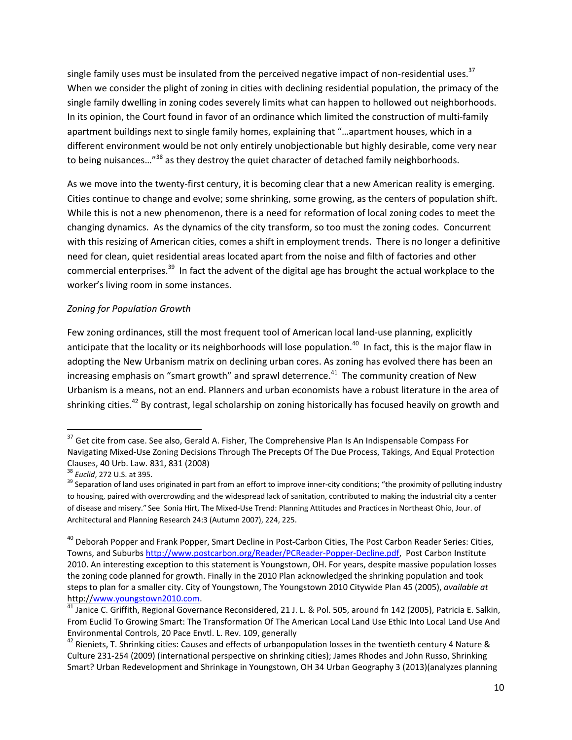single family uses must be insulated from the perceived negative impact of non-residential uses.[37] When we consider the plight of zoning in cities with declining residential population, the primacy of the single family dwelling in zoning codes severely limits what can happen to hollowed out neighborhoods. In its opinion, the Court found in favor of an ordinance which limited the construction of multi-family apartment buildings next to single family homes, explaining that "…apartment houses, which in a different environment would be not only entirely unobjectionable but highly desirable, come very near to being nuisances…"[38] as they destroy the quiet character of detached family neighborhoods.

As we move into the twenty-first century, it is becoming clear that a new American reality is emerging. Cities continue to change and evolve; some shrinking, some growing, as the centers of population shift. While this is not a new phenomenon, there is a need for reformation of local zoning codes to meet the changing dynamics. As the dynamics of the city transform, so too must the zoning codes. Concurrent with this resizing of American cities, comes a shift in employment trends. There is no longer a definitive need for clean, quiet residential areas located apart from the noise and filth of factories and other commercial enterprises.[39] In fact the advent of the digital age has brought the actual workplace to the worker's living room in some instances.

*Zoning for Population Growth*

Few zoning ordinances, still the most frequent tool of American local land-use planning, explicitly anticipate that the locality or its neighborhoods will lose population.[40] In fact, this is the major flaw in adopting the New Urbanism matrix on declining urban cores. As zoning has evolved there has been an increasing emphasis on "smart growth" and sprawl deterrence.[41] The community creation of New Urbanism is a means, not an end. Planners and urban economists have a robust literature in the area of shrinking cities.[42] By contrast, legal scholarship on zoning historically has focused heavily on growth and

---

[37] Get cite from case. See also, Gerald A. Fisher, The Comprehensive Plan Is An Indispensable Compass For Navigating Mixed-Use Zoning Decisions Through The Precepts Of The Due Process, Takings, And Equal Protection Clauses, 40 Urb. Law. 831, 831 (2008)

[38] *Euclid*, 272 U.S. at 395.

[39] Separation of land uses originated in part from an effort to improve inner-city conditions; "the proximity of polluting industry to housing, paired with overcrowding and the widespread lack of sanitation, contributed to making the industrial city a center of disease and misery." See Sonia Hirt, The Mixed-Use Trend: Planning Attitudes and Practices in Northeast Ohio, Jour. of Architectural and Planning Research 24:3 (Autumn 2007), 224, 225.

[40] Deborah Popper and Frank Popper, Smart Decline in Post-Carbon Cities, The Post Carbon Reader Series: Cities, Towns, and Suburbs http://www.postcarbon.org/Reader/PCReader-Popper-Decline.pdf, Post Carbon Institute 2010. An interesting exception to this statement is Youngstown, OH. For years, despite massive population losses the zoning code planned for growth. Finally in the 2010 Plan acknowledged the shrinking population and took steps to plan for a smaller city. City of Youngstown, The Youngstown 2010 Citywide Plan 45 (2005), *available at* http://www.youngstown2010.com.

[41] Janice C. Griffith, Regional Governance Reconsidered, 21 J. L. & Pol. 505, around fn 142 (2005), Patricia E. Salkin, From Euclid To Growing Smart: The Transformation Of The American Local Land Use Ethic Into Local Land Use And Environmental Controls, 20 Pace Envtl. L. Rev. 109, generally

[42] Rieniets, T. Shrinking cities: Causes and effects of urbanpopulation losses in the twentieth century 4 Nature & Culture 231-254 (2009) (international perspective on shrinking cities); James Rhodes and John Russo, Shrinking Smart? Urban Redevelopment and Shrinkage in Youngstown, OH 34 Urban Geography 3 (2013)(analyzes planning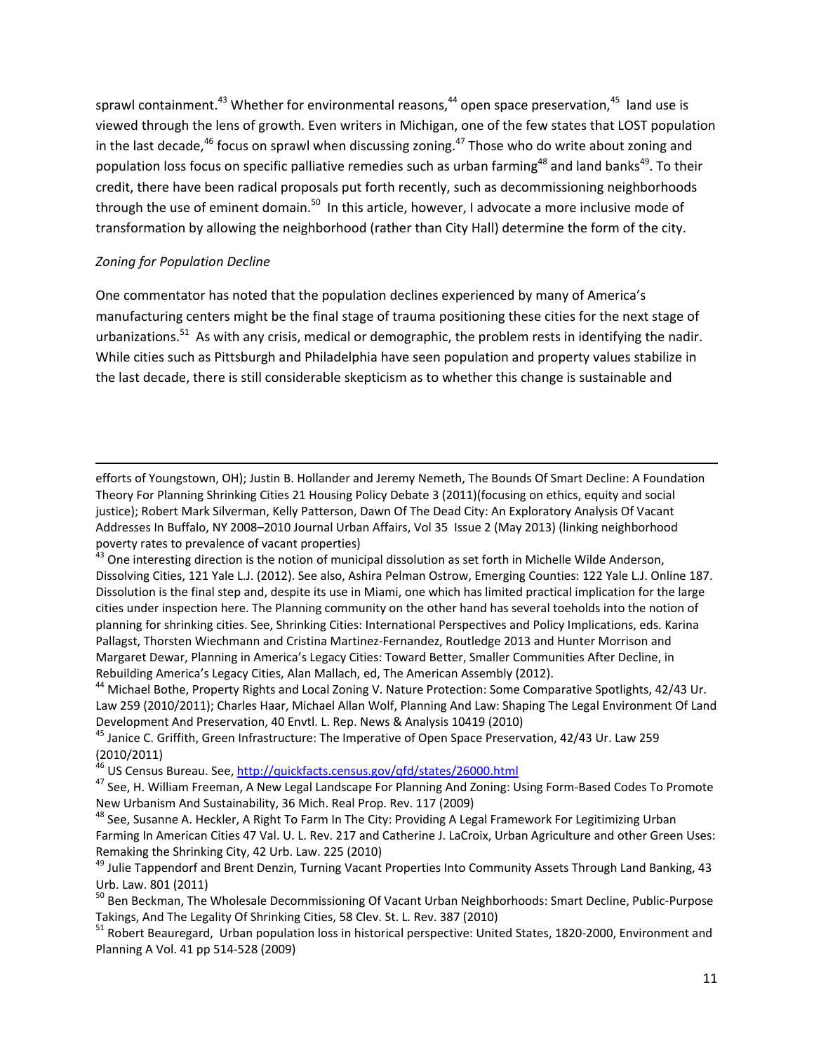sprawl containment.[43] Whether for environmental reasons,[44] open space preservation,[45] land use is viewed through the lens of growth. Even writers in Michigan, one of the few states that LOST population in the last decade,[46] focus on sprawl when discussing zoning.[47] Those who do write about zoning and population loss focus on specific palliative remedies such as urban farming[48] and land banks[49]. To their credit, there have been radical proposals put forth recently, such as decommissioning neighborhoods through the use of eminent domain.[50] In this article, however, I advocate a more inclusive mode of transformation by allowing the neighborhood (rather than City Hall) determine the form of the city.

*Zoning for Population Decline*

One commentator has noted that the population declines experienced by many of America's manufacturing centers might be the final stage of trauma positioning these cities for the next stage of urbanizations.[51] As with any crisis, medical or demographic, the problem rests in identifying the nadir. While cities such as Pittsburgh and Philadelphia have seen population and property values stabilize in the last decade, there is still considerable skepticism as to whether this change is sustainable and

---

efforts of Youngstown, OH); Justin B. Hollander and Jeremy Nemeth, The Bounds Of Smart Decline: A Foundation Theory For Planning Shrinking Cities 21 Housing Policy Debate 3 (2011)(focusing on ethics, equity and social justice); Robert Mark Silverman, Kelly Patterson, Dawn Of The Dead City: An Exploratory Analysis Of Vacant Addresses In Buffalo, NY 2008–2010 Journal Urban Affairs, Vol 35 Issue 2 (May 2013) (linking neighborhood poverty rates to prevalence of vacant properties)

[43] One interesting direction is the notion of municipal dissolution as set forth in Michelle Wilde Anderson, Dissolving Cities, 121 Yale L.J. (2012). See also, Ashira Pelman Ostrow, Emerging Counties: 122 Yale L.J. Online 187. Dissolution is the final step and, despite its use in Miami, one which has limited practical implication for the large cities under inspection here. The Planning community on the other hand has several toeholds into the notion of planning for shrinking cities. See, Shrinking Cities: International Perspectives and Policy Implications, eds. Karina Pallagst, Thorsten Wiechmann and Cristina Martinez-Fernandez, Routledge 2013 and Hunter Morrison and Margaret Dewar, Planning in America's Legacy Cities: Toward Better, Smaller Communities After Decline, in Rebuilding America's Legacy Cities, Alan Mallach, ed, The American Assembly (2012).

[44] Michael Bothe, Property Rights and Local Zoning V. Nature Protection: Some Comparative Spotlights, 42/43 Ur. Law 259 (2010/2011); Charles Haar, Michael Allan Wolf, Planning And Law: Shaping The Legal Environment Of Land Development And Preservation, 40 Envtl. L. Rep. News & Analysis 10419 (2010)

[45] Janice C. Griffith, Green Infrastructure: The Imperative of Open Space Preservation, 42/43 Ur. Law 259 (2010/2011)

[46] US Census Bureau. See, http://quickfacts.census.gov/qfd/states/26000.html

[47] See, H. William Freeman, A New Legal Landscape For Planning And Zoning: Using Form-Based Codes To Promote New Urbanism And Sustainability, 36 Mich. Real Prop. Rev. 117 (2009)

[48] See, Susanne A. Heckler, A Right To Farm In The City: Providing A Legal Framework For Legitimizing Urban Farming In American Cities 47 Val. U. L. Rev. 217 and Catherine J. LaCroix, Urban Agriculture and other Green Uses: Remaking the Shrinking City, 42 Urb. Law. 225 (2010)

[49] Julie Tappendorf and Brent Denzin, Turning Vacant Properties Into Community Assets Through Land Banking, 43 Urb. Law. 801 (2011)

[50] Ben Beckman, The Wholesale Decommissioning Of Vacant Urban Neighborhoods: Smart Decline, Public-Purpose Takings, And The Legality Of Shrinking Cities, 58 Clev. St. L. Rev. 387 (2010)

[51] Robert Beauregard, Urban population loss in historical perspective: United States, 1820-2000, Environment and Planning A Vol. 41 pp 514-528 (2009)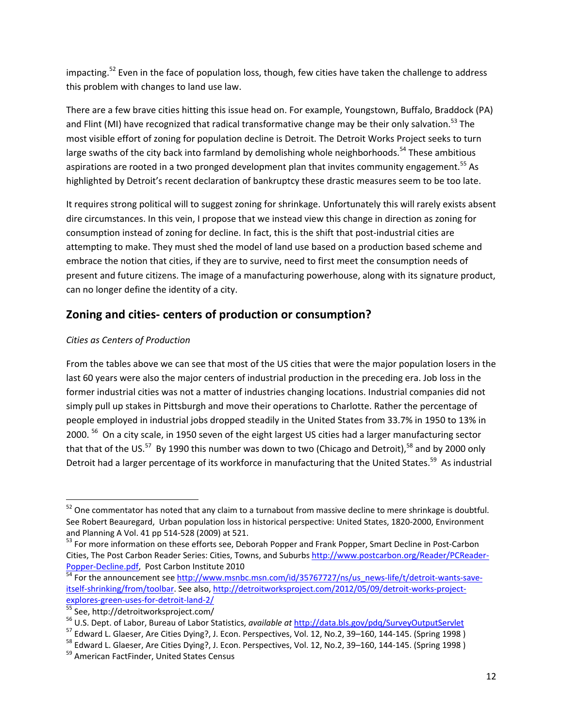impacting.[52] Even in the face of population loss, though, few cities have taken the challenge to address this problem with changes to land use law.

There are a few brave cities hitting this issue head on. For example, Youngstown, Buffalo, Braddock (PA) and Flint (MI) have recognized that radical transformative change may be their only salvation.[53] The most visible effort of zoning for population decline is Detroit. The Detroit Works Project seeks to turn large swaths of the city back into farmland by demolishing whole neighborhoods.[54] These ambitious aspirations are rooted in a two pronged development plan that invites community engagement.[55] As highlighted by Detroit's recent declaration of bankruptcy these drastic measures seem to be too late.

It requires strong political will to suggest zoning for shrinkage. Unfortunately this will rarely exists absent dire circumstances. In this vein, I propose that we instead view this change in direction as zoning for consumption instead of zoning for decline. In fact, this is the shift that post-industrial cities are attempting to make. They must shed the model of land use based on a production based scheme and embrace the notion that cities, if they are to survive, need to first meet the consumption needs of present and future citizens. The image of a manufacturing powerhouse, along with its signature product, can no longer define the identity of a city.

## Zoning and cities- centers of production or consumption?

*Cities as Centers of Production*

From the tables above we can see that most of the US cities that were the major population losers in the last 60 years were also the major centers of industrial production in the preceding era. Job loss in the former industrial cities was not a matter of industries changing locations. Industrial companies did not simply pull up stakes in Pittsburgh and move their operations to Charlotte. Rather the percentage of people employed in industrial jobs dropped steadily in the United States from 33.7% in 1950 to 13% in 2000. [56] On a city scale, in 1950 seven of the eight largest US cities had a larger manufacturing sector that that of the US.[57] By 1990 this number was down to two (Chicago and Detroit),[58] and by 2000 only Detroit had a larger percentage of its workforce in manufacturing that the United States.[59] As industrial

---

[52] One commentator has noted that any claim to a turnabout from massive decline to mere shrinkage is doubtful. See Robert Beauregard, Urban population loss in historical perspective: United States, 1820-2000, Environment and Planning A Vol. 41 pp 514-528 (2009) at 521.

[53] For more information on these efforts see, Deborah Popper and Frank Popper, Smart Decline in Post-Carbon Cities, The Post Carbon Reader Series: Cities, Towns, and Suburbs http://www.postcarbon.org/Reader/PCReader-Popper-Decline.pdf, Post Carbon Institute 2010

[54] For the announcement see http://www.msnbc.msn.com/id/35767727/ns/us_news-life/t/detroit-wants-save-itself-shrinking/from/toolbar. See also, http://detroitworksproject.com/2012/05/09/detroit-works-project-explores-green-uses-for-detroit-land-2/

[55] See, http://detroitworksproject.com/

[56] U.S. Dept. of Labor, Bureau of Labor Statistics, *available at* http://data.bls.gov/pdq/SurveyOutputServlet

[57] Edward L. Glaeser, Are Cities Dying?, J. Econ. Perspectives, Vol. 12, No.2, 39–160, 144-145. (Spring 1998 )

[58] Edward L. Glaeser, Are Cities Dying?, J. Econ. Perspectives, Vol. 12, No.2, 39–160, 144-145. (Spring 1998 )

[59] American FactFinder, United States Census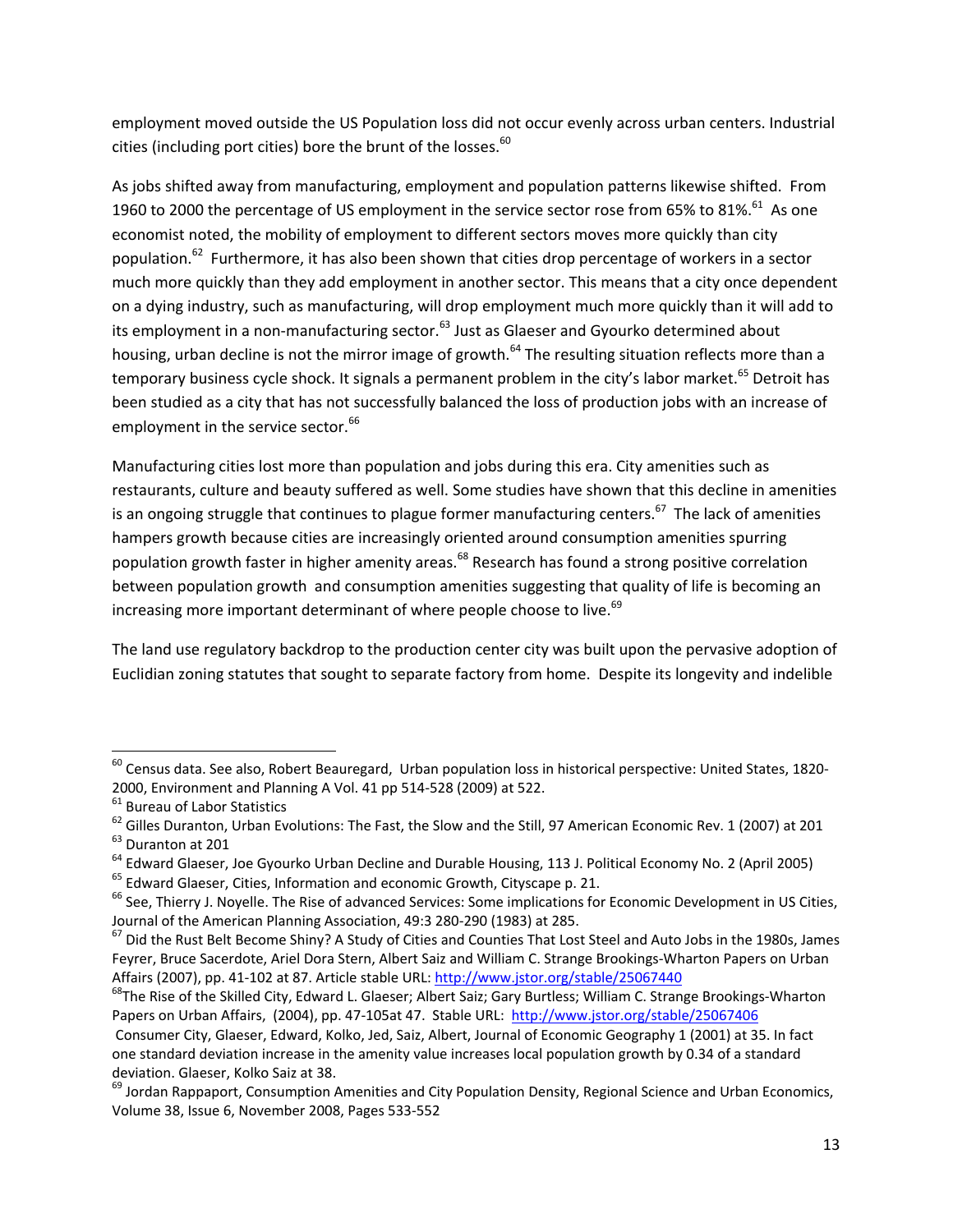employment moved outside the US Population loss did not occur evenly across urban centers. Industrial cities (including port cities) bore the brunt of the losses.[60]

As jobs shifted away from manufacturing, employment and population patterns likewise shifted. From 1960 to 2000 the percentage of US employment in the service sector rose from 65% to 81%.[61] As one economist noted, the mobility of employment to different sectors moves more quickly than city population.[62] Furthermore, it has also been shown that cities drop percentage of workers in a sector much more quickly than they add employment in another sector. This means that a city once dependent on a dying industry, such as manufacturing, will drop employment much more quickly than it will add to its employment in a non-manufacturing sector.[63] Just as Glaeser and Gyourko determined about housing, urban decline is not the mirror image of growth.[64] The resulting situation reflects more than a temporary business cycle shock. It signals a permanent problem in the city's labor market.[65] Detroit has been studied as a city that has not successfully balanced the loss of production jobs with an increase of employment in the service sector.[66]

Manufacturing cities lost more than population and jobs during this era. City amenities such as restaurants, culture and beauty suffered as well. Some studies have shown that this decline in amenities is an ongoing struggle that continues to plague former manufacturing centers.[67] The lack of amenities hampers growth because cities are increasingly oriented around consumption amenities spurring population growth faster in higher amenity areas.[68] Research has found a strong positive correlation between population growth and consumption amenities suggesting that quality of life is becoming an increasing more important determinant of where people choose to live.[69]

The land use regulatory backdrop to the production center city was built upon the pervasive adoption of Euclidian zoning statutes that sought to separate factory from home. Despite its longevity and indelible

---

[60] Census data. See also, Robert Beauregard, Urban population loss in historical perspective: United States, 1820-2000, Environment and Planning A Vol. 41 pp 514-528 (2009) at 522.

[61] Bureau of Labor Statistics

[62] Gilles Duranton, Urban Evolutions: The Fast, the Slow and the Still, 97 American Economic Rev. 1 (2007) at 201

[63] Duranton at 201

[64] Edward Glaeser, Joe Gyourko Urban Decline and Durable Housing, 113 J. Political Economy No. 2 (April 2005)

[65] Edward Glaeser, Cities, Information and economic Growth, Cityscape p. 21.

[66] See, Thierry J. Noyelle. The Rise of advanced Services: Some implications for Economic Development in US Cities, Journal of the American Planning Association, 49:3 280-290 (1983) at 285.

[67] Did the Rust Belt Become Shiny? A Study of Cities and Counties That Lost Steel and Auto Jobs in the 1980s, James Feyrer, Bruce Sacerdote, Ariel Dora Stern, Albert Saiz and William C. Strange Brookings-Wharton Papers on Urban Affairs (2007), pp. 41-102 at 87. Article stable URL: http://www.jstor.org/stable/25067440

[68] The Rise of the Skilled City, Edward L. Glaeser; Albert Saiz; Gary Burtless; William C. Strange Brookings-Wharton Papers on Urban Affairs, (2004), pp. 47-105at 47. Stable URL: http://www.jstor.org/stable/25067406
Consumer City, Glaeser, Edward, Kolko, Jed, Saiz, Albert, Journal of Economic Geography 1 (2001) at 35. In fact one standard deviation increase in the amenity value increases local population growth by 0.34 of a standard deviation. Glaeser, Kolko Saiz at 38.

[69] Jordan Rappaport, Consumption Amenities and City Population Density, Regional Science and Urban Economics, Volume 38, Issue 6, November 2008, Pages 533-552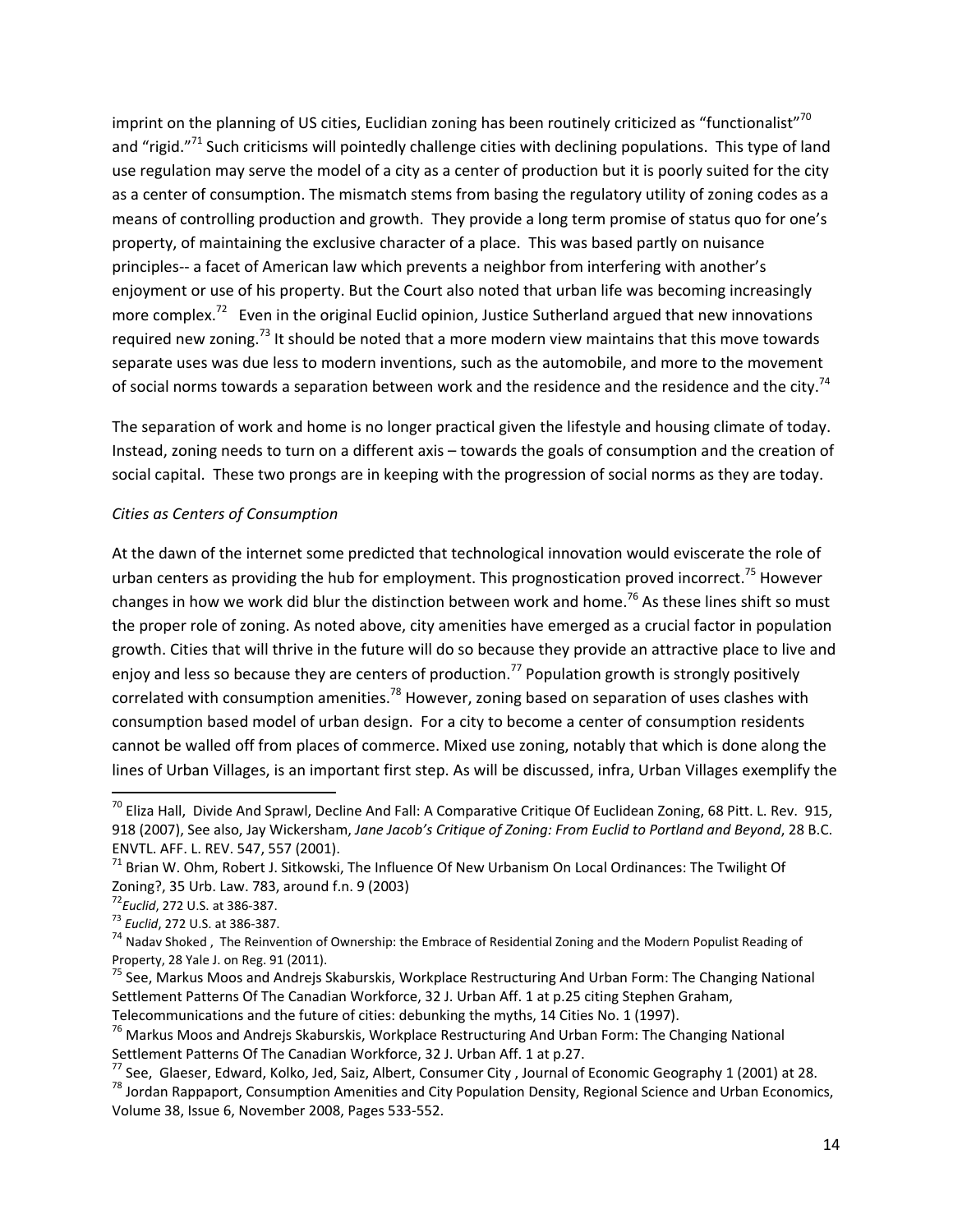imprint on the planning of US cities, Euclidian zoning has been routinely criticized as "functionalist"[70] and "rigid."[71] Such criticisms will pointedly challenge cities with declining populations. This type of land use regulation may serve the model of a city as a center of production but it is poorly suited for the city as a center of consumption. The mismatch stems from basing the regulatory utility of zoning codes as a means of controlling production and growth. They provide a long term promise of status quo for one's property, of maintaining the exclusive character of a place. This was based partly on nuisance principles-- a facet of American law which prevents a neighbor from interfering with another's enjoyment or use of his property. But the Court also noted that urban life was becoming increasingly more complex.[72] Even in the original Euclid opinion, Justice Sutherland argued that new innovations required new zoning.[73] It should be noted that a more modern view maintains that this move towards separate uses was due less to modern inventions, such as the automobile, and more to the movement of social norms towards a separation between work and the residence and the residence and the city.[74]

The separation of work and home is no longer practical given the lifestyle and housing climate of today. Instead, zoning needs to turn on a different axis – towards the goals of consumption and the creation of social capital. These two prongs are in keeping with the progression of social norms as they are today.

*Cities as Centers of Consumption*

At the dawn of the internet some predicted that technological innovation would eviscerate the role of urban centers as providing the hub for employment. This prognostication proved incorrect.[75] However changes in how we work did blur the distinction between work and home.[76] As these lines shift so must the proper role of zoning. As noted above, city amenities have emerged as a crucial factor in population growth. Cities that will thrive in the future will do so because they provide an attractive place to live and enjoy and less so because they are centers of production.[77] Population growth is strongly positively correlated with consumption amenities.[78] However, zoning based on separation of uses clashes with consumption based model of urban design. For a city to become a center of consumption residents cannot be walled off from places of commerce. Mixed use zoning, notably that which is done along the lines of Urban Villages, is an important first step. As will be discussed, infra, Urban Villages exemplify the

---

[70] Eliza Hall, Divide And Sprawl, Decline And Fall: A Comparative Critique Of Euclidean Zoning, 68 Pitt. L. Rev. 915, 918 (2007), See also, Jay Wickersham, *Jane Jacob's Critique of Zoning: From Euclid to Portland and Beyond*, 28 B.C. ENVTL. AFF. L. REV. 547, 557 (2001).

[71] Brian W. Ohm, Robert J. Sitkowski, The Influence Of New Urbanism On Local Ordinances: The Twilight Of Zoning?, 35 Urb. Law. 783, around f.n. 9 (2003)

[72] *Euclid*, 272 U.S. at 386-387.

[73] *Euclid*, 272 U.S. at 386-387.

[74] Nadav Shoked , The Reinvention of Ownership: the Embrace of Residential Zoning and the Modern Populist Reading of Property, 28 Yale J. on Reg. 91 (2011).

[75] See, Markus Moos and Andrejs Skaburskis, Workplace Restructuring And Urban Form: The Changing National Settlement Patterns Of The Canadian Workforce, 32 J. Urban Aff. 1 at p.25 citing Stephen Graham, Telecommunications and the future of cities: debunking the myths, 14 Cities No. 1 (1997).

[76] Markus Moos and Andrejs Skaburskis, Workplace Restructuring And Urban Form: The Changing National Settlement Patterns Of The Canadian Workforce, 32 J. Urban Aff. 1 at p.27.

[77] See, Glaeser, Edward, Kolko, Jed, Saiz, Albert, Consumer City , Journal of Economic Geography 1 (2001) at 28.

[78] Jordan Rappaport, Consumption Amenities and City Population Density, Regional Science and Urban Economics, Volume 38, Issue 6, November 2008, Pages 533-552.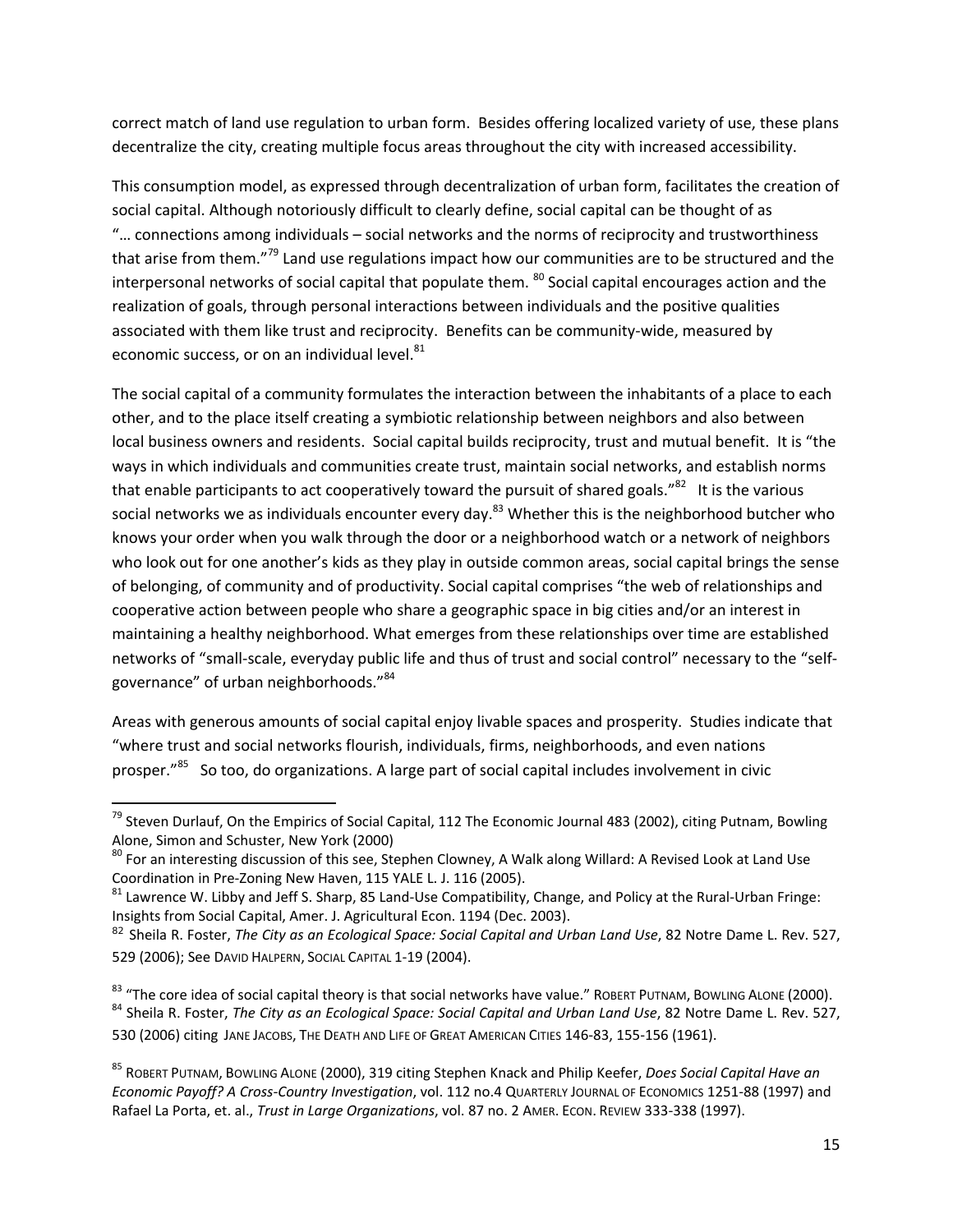correct match of land use regulation to urban form. Besides offering localized variety of use, these plans decentralize the city, creating multiple focus areas throughout the city with increased accessibility.

This consumption model, as expressed through decentralization of urban form, facilitates the creation of social capital. Although notoriously difficult to clearly define, social capital can be thought of as "… connections among individuals – social networks and the norms of reciprocity and trustworthiness that arise from them."[79] Land use regulations impact how our communities are to be structured and the interpersonal networks of social capital that populate them. [80] Social capital encourages action and the realization of goals, through personal interactions between individuals and the positive qualities associated with them like trust and reciprocity. Benefits can be community-wide, measured by economic success, or on an individual level.[81]

The social capital of a community formulates the interaction between the inhabitants of a place to each other, and to the place itself creating a symbiotic relationship between neighbors and also between local business owners and residents. Social capital builds reciprocity, trust and mutual benefit. It is "the ways in which individuals and communities create trust, maintain social networks, and establish norms that enable participants to act cooperatively toward the pursuit of shared goals."[82] It is the various social networks we as individuals encounter every day.[83] Whether this is the neighborhood butcher who knows your order when you walk through the door or a neighborhood watch or a network of neighbors who look out for one another's kids as they play in outside common areas, social capital brings the sense of belonging, of community and of productivity. Social capital comprises "the web of relationships and cooperative action between people who share a geographic space in big cities and/or an interest in maintaining a healthy neighborhood. What emerges from these relationships over time are established networks of "small-scale, everyday public life and thus of trust and social control" necessary to the "self-governance" of urban neighborhoods."[84]

Areas with generous amounts of social capital enjoy livable spaces and prosperity. Studies indicate that "where trust and social networks flourish, individuals, firms, neighborhoods, and even nations prosper."[85] So too, do organizations. A large part of social capital includes involvement in civic

---

[79] Steven Durlauf, On the Empirics of Social Capital, 112 The Economic Journal 483 (2002), citing Putnam, Bowling Alone, Simon and Schuster, New York (2000)

[80] For an interesting discussion of this see, Stephen Clowney, A Walk along Willard: A Revised Look at Land Use Coordination in Pre-Zoning New Haven, 115 YALE L. J. 116 (2005).

[81] Lawrence W. Libby and Jeff S. Sharp, 85 Land-Use Compatibility, Change, and Policy at the Rural-Urban Fringe: Insights from Social Capital, Amer. J. Agricultural Econ. 1194 (Dec. 2003).

[82] Sheila R. Foster, *The City as an Ecological Space: Social Capital and Urban Land Use*, 82 Notre Dame L. Rev. 527, 529 (2006); See DAVID HALPERN, SOCIAL CAPITAL 1-19 (2004).

[83] "The core idea of social capital theory is that social networks have value." ROBERT PUTNAM, BOWLING ALONE (2000).

[84] Sheila R. Foster, *The City as an Ecological Space: Social Capital and Urban Land Use*, 82 Notre Dame L. Rev. 527, 530 (2006) citing JANE JACOBS, THE DEATH AND LIFE OF GREAT AMERICAN CITIES 146-83, 155-156 (1961).

[85] ROBERT PUTNAM, BOWLING ALONE (2000), 319 citing Stephen Knack and Philip Keefer, *Does Social Capital Have an Economic Payoff? A Cross-Country Investigation*, vol. 112 no.4 QUARTERLY JOURNAL OF ECONOMICS 1251-88 (1997) and Rafael La Porta, et. al., *Trust in Large Organizations*, vol. 87 no. 2 AMER. ECON. REVIEW 333-338 (1997).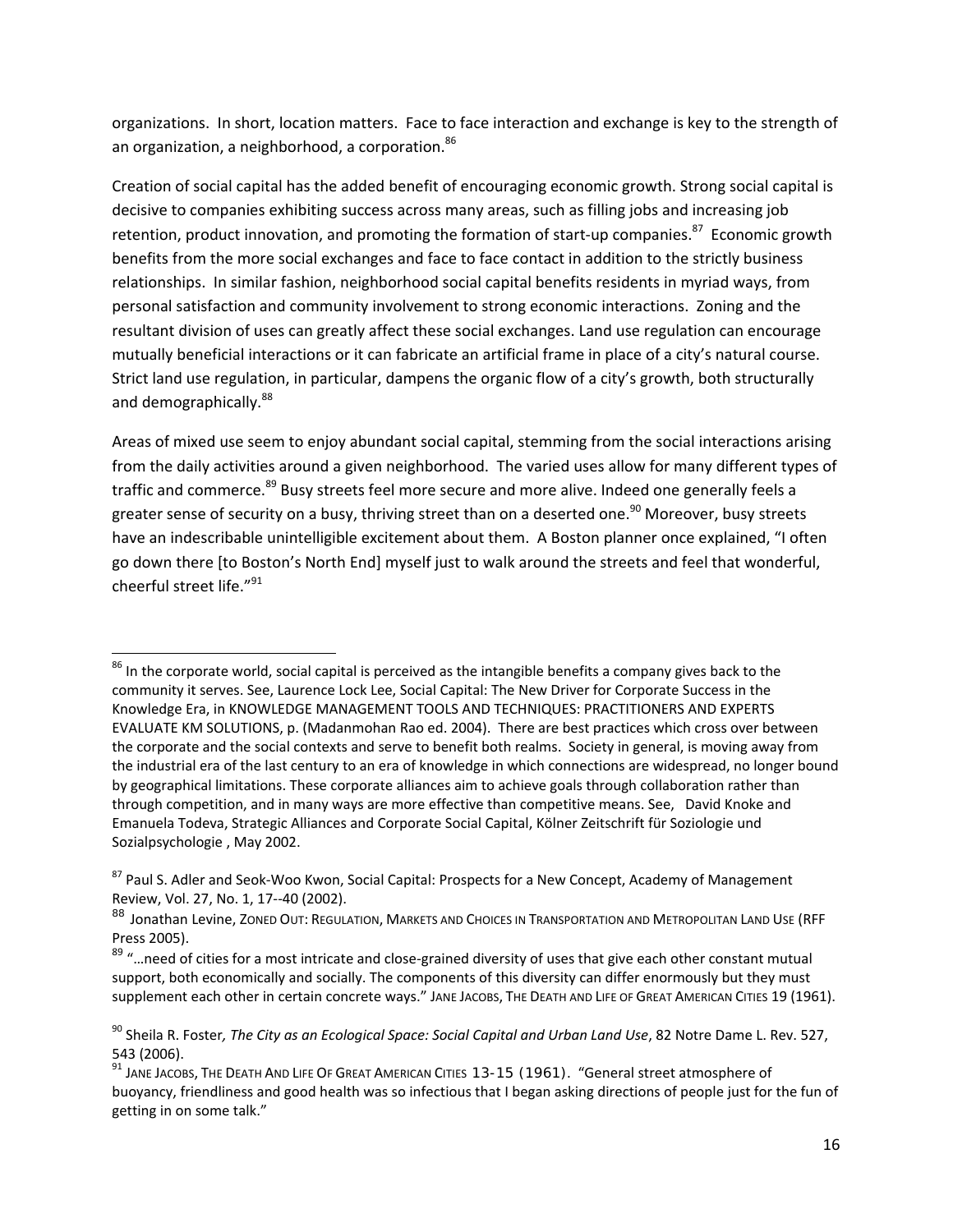organizations. In short, location matters. Face to face interaction and exchange is key to the strength of an organization, a neighborhood, a corporation.[86]

Creation of social capital has the added benefit of encouraging economic growth. Strong social capital is decisive to companies exhibiting success across many areas, such as filling jobs and increasing job retention, product innovation, and promoting the formation of start-up companies.[87] Economic growth benefits from the more social exchanges and face to face contact in addition to the strictly business relationships. In similar fashion, neighborhood social capital benefits residents in myriad ways, from personal satisfaction and community involvement to strong economic interactions. Zoning and the resultant division of uses can greatly affect these social exchanges. Land use regulation can encourage mutually beneficial interactions or it can fabricate an artificial frame in place of a city's natural course. Strict land use regulation, in particular, dampens the organic flow of a city's growth, both structurally and demographically.[88]

Areas of mixed use seem to enjoy abundant social capital, stemming from the social interactions arising from the daily activities around a given neighborhood. The varied uses allow for many different types of traffic and commerce.[89] Busy streets feel more secure and more alive. Indeed one generally feels a greater sense of security on a busy, thriving street than on a deserted one.[90] Moreover, busy streets have an indescribable unintelligible excitement about them. A Boston planner once explained, "I often go down there [to Boston's North End] myself just to walk around the streets and feel that wonderful, cheerful street life."[91]

---

[86] In the corporate world, social capital is perceived as the intangible benefits a company gives back to the community it serves. See, Laurence Lock Lee, Social Capital: The New Driver for Corporate Success in the Knowledge Era, in KNOWLEDGE MANAGEMENT TOOLS AND TECHNIQUES: PRACTITIONERS AND EXPERTS EVALUATE KM SOLUTIONS, p. (Madanmohan Rao ed. 2004). There are best practices which cross over between the corporate and the social contexts and serve to benefit both realms. Society in general, is moving away from the industrial era of the last century to an era of knowledge in which connections are widespread, no longer bound by geographical limitations. These corporate alliances aim to achieve goals through collaboration rather than through competition, and in many ways are more effective than competitive means. See, David Knoke and Emanuela Todeva, Strategic Alliances and Corporate Social Capital, Kölner Zeitschrift für Soziologie und Sozialpsychologie , May 2002.

[87] Paul S. Adler and Seok-Woo Kwon, Social Capital: Prospects for a New Concept, Academy of Management Review, Vol. 27, No. 1, 17--40 (2002).

[88] Jonathan Levine, ZONED OUT: REGULATION, MARKETS AND CHOICES IN TRANSPORTATION AND METROPOLITAN LAND USE (RFF Press 2005).

[89] "…need of cities for a most intricate and close-grained diversity of uses that give each other constant mutual support, both economically and socially. The components of this diversity can differ enormously but they must supplement each other in certain concrete ways." JANE JACOBS, THE DEATH AND LIFE OF GREAT AMERICAN CITIES 19 (1961).

[90] Sheila R. Foster, *The City as an Ecological Space: Social Capital and Urban Land Use*, 82 Notre Dame L. Rev. 527, 543 (2006).

[91] JANE JACOBS, THE DEATH AND LIFE OF GREAT AMERICAN CITIES 13-15 (1961). "General street atmosphere of buoyancy, friendliness and good health was so infectious that I began asking directions of people just for the fun of getting in on some talk."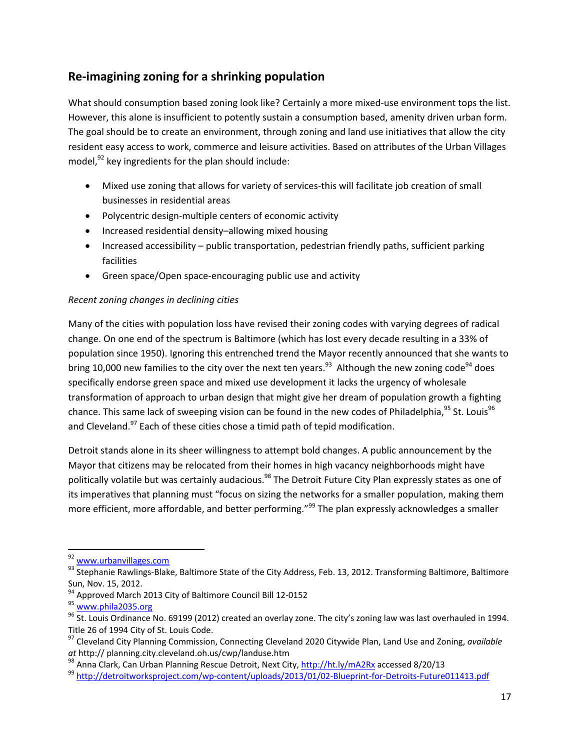## Re-imagining zoning for a shrinking population

What should consumption based zoning look like? Certainly a more mixed-use environment tops the list. However, this alone is insufficient to potently sustain a consumption based, amenity driven urban form. The goal should be to create an environment, through zoning and land use initiatives that allow the city resident easy access to work, commerce and leisure activities. Based on attributes of the Urban Villages model,[92] key ingredients for the plan should include:

- Mixed use zoning that allows for variety of services-this will facilitate job creation of small businesses in residential areas
- Polycentric design-multiple centers of economic activity
- Increased residential density–allowing mixed housing
- Increased accessibility – public transportation, pedestrian friendly paths, sufficient parking facilities
- Green space/Open space-encouraging public use and activity

*Recent zoning changes in declining cities*

Many of the cities with population loss have revised their zoning codes with varying degrees of radical change. On one end of the spectrum is Baltimore (which has lost every decade resulting in a 33% of population since 1950). Ignoring this entrenched trend the Mayor recently announced that she wants to bring 10,000 new families to the city over the next ten years.[93] Although the new zoning code[94] does specifically endorse green space and mixed use development it lacks the urgency of wholesale transformation of approach to urban design that might give her dream of population growth a fighting chance. This same lack of sweeping vision can be found in the new codes of Philadelphia,[95] St. Louis[96] and Cleveland.[97] Each of these cities chose a timid path of tepid modification.

Detroit stands alone in its sheer willingness to attempt bold changes. A public announcement by the Mayor that citizens may be relocated from their homes in high vacancy neighborhoods might have politically volatile but was certainly audacious.[98] The Detroit Future City Plan expressly states as one of its imperatives that planning must "focus on sizing the networks for a smaller population, making them more efficient, more affordable, and better performing."[99] The plan expressly acknowledges a smaller

---

[92] www.urbanvillages.com

[93] Stephanie Rawlings-Blake, Baltimore State of the City Address, Feb. 13, 2012. Transforming Baltimore, Baltimore Sun, Nov. 15, 2012.

[94] Approved March 2013 City of Baltimore Council Bill 12-0152

[95] www.phila2035.org

[96] St. Louis Ordinance No. 69199 (2012) created an overlay zone. The city's zoning law was last overhauled in 1994. Title 26 of 1994 City of St. Louis Code.

[97] Cleveland City Planning Commission, Connecting Cleveland 2020 Citywide Plan, Land Use and Zoning, *available at* http:// planning.city.cleveland.oh.us/cwp/landuse.htm

[98] Anna Clark, Can Urban Planning Rescue Detroit, Next City, http://ht.ly/mA2Rx accessed 8/20/13

[99] http://detroitworksproject.com/wp-content/uploads/2013/01/02-Blueprint-for-Detroits-Future011413.pdf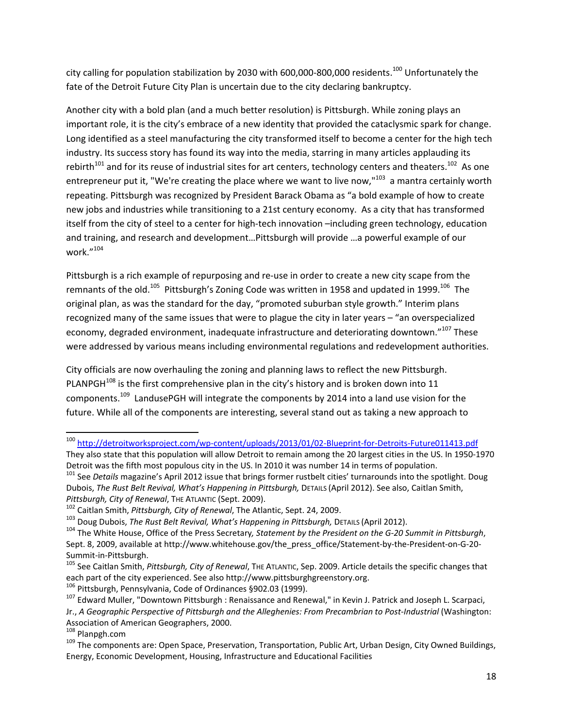city calling for population stabilization by 2030 with 600,000-800,000 residents.[100] Unfortunately the fate of the Detroit Future City Plan is uncertain due to the city declaring bankruptcy.

Another city with a bold plan (and a much better resolution) is Pittsburgh. While zoning plays an important role, it is the city's embrace of a new identity that provided the cataclysmic spark for change. Long identified as a steel manufacturing the city transformed itself to become a center for the high tech industry. Its success story has found its way into the media, starring in many articles applauding its rebirth[101] and for its reuse of industrial sites for art centers, technology centers and theaters.[102] As one entrepreneur put it, "We're creating the place where we want to live now,"[103] a mantra certainly worth repeating. Pittsburgh was recognized by President Barack Obama as "a bold example of how to create new jobs and industries while transitioning to a 21st century economy. As a city that has transformed itself from the city of steel to a center for high-tech innovation –including green technology, education and training, and research and development…Pittsburgh will provide …a powerful example of our work."[104]

Pittsburgh is a rich example of repurposing and re-use in order to create a new city scape from the remnants of the old.[105] Pittsburgh's Zoning Code was written in 1958 and updated in 1999.[106] The original plan, as was the standard for the day, "promoted suburban style growth." Interim plans recognized many of the same issues that were to plague the city in later years – "an overspecialized economy, degraded environment, inadequate infrastructure and deteriorating downtown."[107] These were addressed by various means including environmental regulations and redevelopment authorities.

City officials are now overhauling the zoning and planning laws to reflect the new Pittsburgh. PLANPGH[108] is the first comprehensive plan in the city's history and is broken down into 11 components.[109] LandusePGH will integrate the components by 2014 into a land use vision for the future. While all of the components are interesting, several stand out as taking a new approach to

---

[100] http://detroitworksproject.com/wp-content/uploads/2013/01/02-Blueprint-for-Detroits-Future011413.pdf They also state that this population will allow Detroit to remain among the 20 largest cities in the US. In 1950-1970 Detroit was the fifth most populous city in the US. In 2010 it was number 14 in terms of population.

[101] See *Details* magazine's April 2012 issue that brings former rustbelt cities' turnarounds into the spotlight. Doug Dubois, *The Rust Belt Revival, What's Happening in Pittsburgh,* DETAILS (April 2012). See also, Caitlan Smith, *Pittsburgh, City of Renewal*, THE ATLANTIC (Sept. 2009).

[102] Caitlan Smith, *Pittsburgh, City of Renewal*, The Atlantic, Sept. 24, 2009.

[103] Doug Dubois, *The Rust Belt Revival, What's Happening in Pittsburgh,* DETAILS (April 2012).

[104] The White House, Office of the Press Secretary*, Statement by the President on the G-20 Summit in Pittsburgh*, Sept. 8, 2009, available at http://www.whitehouse.gov/the_press_office/Statement-by-the-President-on-G-20-Summit-in-Pittsburgh.

[105] See Caitlan Smith, *Pittsburgh, City of Renewal*, THE ATLANTIC, Sep. 2009. Article details the specific changes that each part of the city experienced. See also http://www.pittsburghgreenstory.org.

[106] Pittsburgh, Pennsylvania, Code of Ordinances §902.03 (1999).

[107] Edward Muller, "Downtown Pittsburgh : Renaissance and Renewal," in Kevin J. Patrick and Joseph L. Scarpaci, Jr., *A Geographic Perspective of Pittsburgh and the Alleghenies: From Precambrian to Post-Industrial* (Washington: Association of American Geographers, 2000.

[108] Planpgh.com

[109] The components are: Open Space, Preservation, Transportation, Public Art, Urban Design, City Owned Buildings, Energy, Economic Development, Housing, Infrastructure and Educational Facilities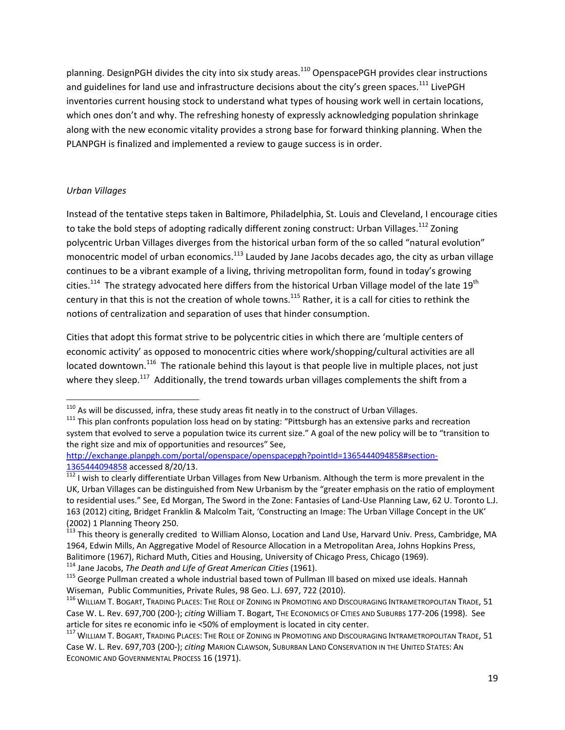planning. DesignPGH divides the city into six study areas.[110] OpenspacePGH provides clear instructions and guidelines for land use and infrastructure decisions about the city's green spaces.[111] LivePGH inventories current housing stock to understand what types of housing work well in certain locations, which ones don't and why. The refreshing honesty of expressly acknowledging population shrinkage along with the new economic vitality provides a strong base for forward thinking planning. When the PLANPGH is finalized and implemented a review to gauge success is in order.

*Urban Villages*

Instead of the tentative steps taken in Baltimore, Philadelphia, St. Louis and Cleveland, I encourage cities to take the bold steps of adopting radically different zoning construct: Urban Villages.[112] Zoning polycentric Urban Villages diverges from the historical urban form of the so called "natural evolution" monocentric model of urban economics.[113] Lauded by Jane Jacobs decades ago, the city as urban village continues to be a vibrant example of a living, thriving metropolitan form, found in today's growing cities.[114] The strategy advocated here differs from the historical Urban Village model of the late 19th century in that this is not the creation of whole towns.[115] Rather, it is a call for cities to rethink the notions of centralization and separation of uses that hinder consumption.

Cities that adopt this format strive to be polycentric cities in which there are 'multiple centers of economic activity' as opposed to monocentric cities where work/shopping/cultural activities are all located downtown.[116] The rationale behind this layout is that people live in multiple places, not just where they sleep.[117] Additionally, the trend towards urban villages complements the shift from a

---

[110] As will be discussed, infra, these study areas fit neatly in to the construct of Urban Villages.

[111] This plan confronts population loss head on by stating: "Pittsburgh has an extensive parks and recreation system that evolved to serve a population twice its current size." A goal of the new policy will be to "transition to the right size and mix of opportunities and resources" See, http://exchange.planpgh.com/portal/openspace/openspacepgh?pointId=1365444094858#section-1365444094858 accessed 8/20/13.

[112] I wish to clearly differentiate Urban Villages from New Urbanism. Although the term is more prevalent in the UK, Urban Villages can be distinguished from New Urbanism by the "greater emphasis on the ratio of employment to residential uses." See, Ed Morgan, The Sword in the Zone: Fantasies of Land-Use Planning Law, 62 U. Toronto L.J. 163 (2012) citing, Bridget Franklin & Malcolm Tait, 'Constructing an Image: The Urban Village Concept in the UK' (2002) 1 Planning Theory 250.

[113] This theory is generally credited to William Alonso, Location and Land Use, Harvard Univ. Press, Cambridge, MA 1964, Edwin Mills, An Aggregative Model of Resource Allocation in a Metropolitan Area, Johns Hopkins Press, Balitimore (1967), Richard Muth, Cities and Housing, University of Chicago Press, Chicago (1969).

[114] Jane Jacobs, *The Death and Life of Great American Cities* (1961).

[115] George Pullman created a whole industrial based town of Pullman Ill based on mixed use ideals. Hannah Wiseman, Public Communities, Private Rules, 98 Geo. L.J. 697, 722 (2010).

[116] William T. Bogart, Trading Places: The Role of Zoning in Promoting and Discouraging Intrametropolitan Trade, 51 Case W. L. Rev. 697,700 (200-); *citing* William T. Bogart, The Economics of Cities and Suburbs 177-206 (1998). See article for sites re economic info ie <50% of employment is located in city center.

[117] William T. Bogart, Trading Places: The Role of Zoning in Promoting and Discouraging Intrametropolitan Trade, 51 Case W. L. Rev. 697,703 (200-); *citing* Marion Clawson, Suburban Land Conservation in the United States: An Economic and Governmental Process 16 (1971).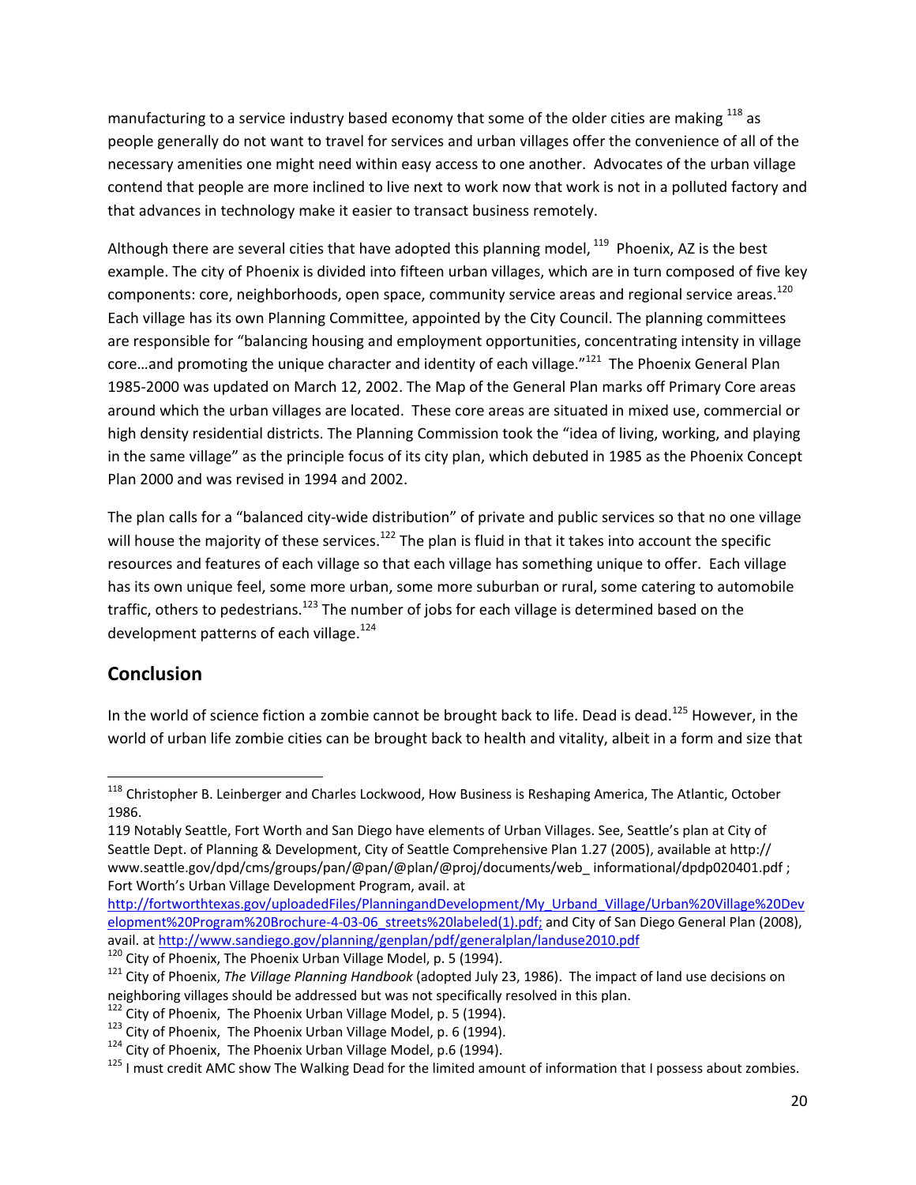manufacturing to a service industry based economy that some of the older cities are making [118] as people generally do not want to travel for services and urban villages offer the convenience of all of the necessary amenities one might need within easy access to one another. Advocates of the urban village contend that people are more inclined to live next to work now that work is not in a polluted factory and that advances in technology make it easier to transact business remotely.

Although there are several cities that have adopted this planning model, [119] Phoenix, AZ is the best example. The city of Phoenix is divided into fifteen urban villages, which are in turn composed of five key components: core, neighborhoods, open space, community service areas and regional service areas.[120] Each village has its own Planning Committee, appointed by the City Council. The planning committees are responsible for "balancing housing and employment opportunities, concentrating intensity in village core…and promoting the unique character and identity of each village."[121] The Phoenix General Plan 1985-2000 was updated on March 12, 2002. The Map of the General Plan marks off Primary Core areas around which the urban villages are located. These core areas are situated in mixed use, commercial or high density residential districts. The Planning Commission took the "idea of living, working, and playing in the same village" as the principle focus of its city plan, which debuted in 1985 as the Phoenix Concept Plan 2000 and was revised in 1994 and 2002.

The plan calls for a "balanced city-wide distribution" of private and public services so that no one village will house the majority of these services.[122] The plan is fluid in that it takes into account the specific resources and features of each village so that each village has something unique to offer. Each village has its own unique feel, some more urban, some more suburban or rural, some catering to automobile traffic, others to pedestrians.[123] The number of jobs for each village is determined based on the development patterns of each village.[124]

## Conclusion

In the world of science fiction a zombie cannot be brought back to life. Dead is dead.[125] However, in the world of urban life zombie cities can be brought back to health and vitality, albeit in a form and size that

---

[118] Christopher B. Leinberger and Charles Lockwood, How Business is Reshaping America, The Atlantic, October 1986.

119 Notably Seattle, Fort Worth and San Diego have elements of Urban Villages. See, Seattle's plan at City of Seattle Dept. of Planning & Development, City of Seattle Comprehensive Plan 1.27 (2005), available at http:// www.seattle.gov/dpd/cms/groups/pan/@pan/@plan/@proj/documents/web_ informational/dpdp020401.pdf ; Fort Worth's Urban Village Development Program, avail. at http://fortworthtexas.gov/uploadedFiles/PlanningandDevelopment/My_Urband_Village/Urban%20Village%20Development%20Program%20Brochure-4-03-06_streets%20labeled(1).pdf; and City of San Diego General Plan (2008), avail. at http://www.sandiego.gov/planning/genplan/pdf/generalplan/landuse2010.pdf

[120] City of Phoenix, The Phoenix Urban Village Model, p. 5 (1994).

[121] City of Phoenix, *The Village Planning Handbook* (adopted July 23, 1986). The impact of land use decisions on neighboring villages should be addressed but was not specifically resolved in this plan.

[122] City of Phoenix, The Phoenix Urban Village Model, p. 5 (1994).

[123] City of Phoenix, The Phoenix Urban Village Model, p. 6 (1994).

[124] City of Phoenix, The Phoenix Urban Village Model, p.6 (1994).

[125] I must credit AMC show The Walking Dead for the limited amount of information that I possess about zombies.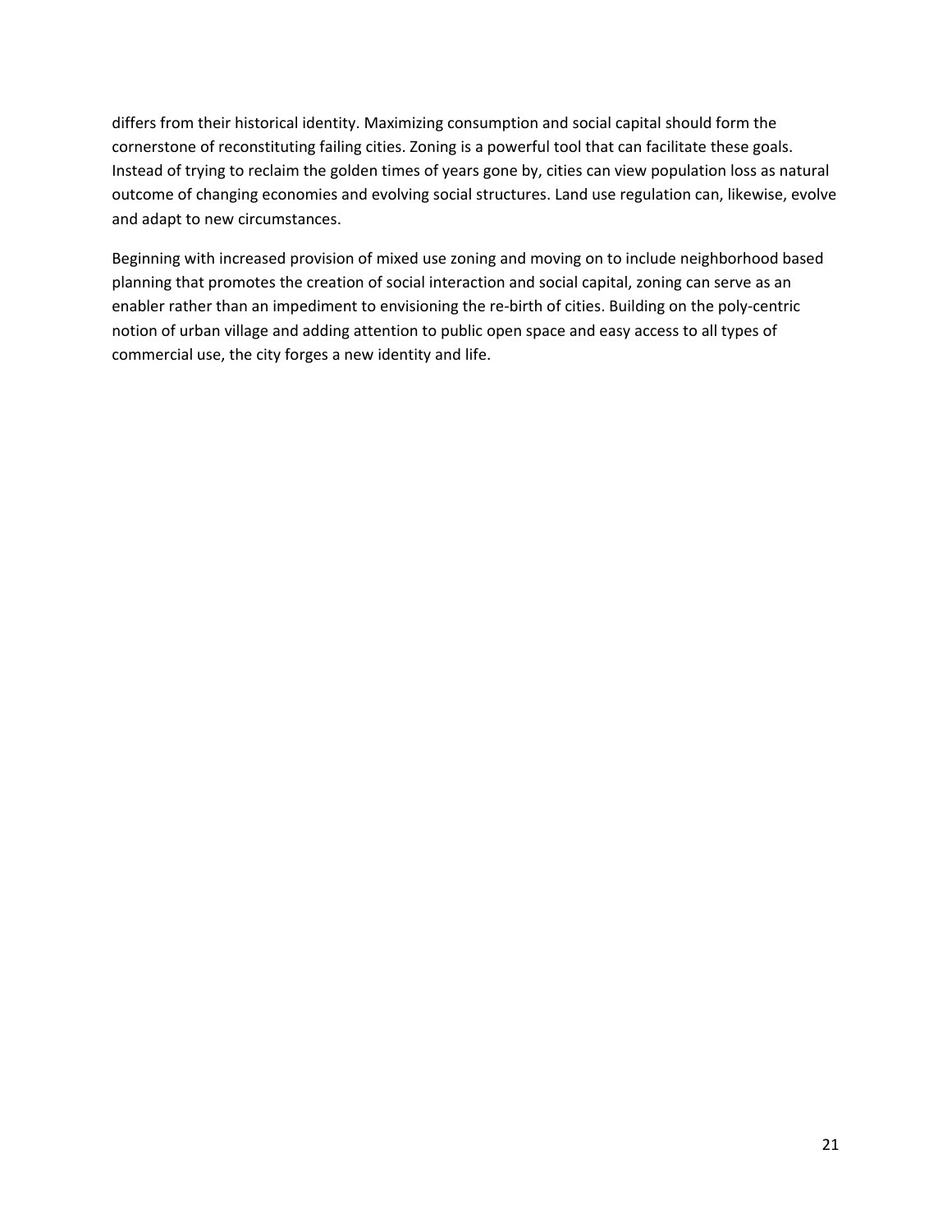differs from their historical identity. Maximizing consumption and social capital should form the cornerstone of reconstituting failing cities. Zoning is a powerful tool that can facilitate these goals. Instead of trying to reclaim the golden times of years gone by, cities can view population loss as natural outcome of changing economies and evolving social structures. Land use regulation can, likewise, evolve and adapt to new circumstances.

Beginning with increased provision of mixed use zoning and moving on to include neighborhood based planning that promotes the creation of social interaction and social capital, zoning can serve as an enabler rather than an impediment to envisioning the re-birth of cities. Building on the poly-centric notion of urban village and adding attention to public open space and easy access to all types of commercial use, the city forges a new identity and life.